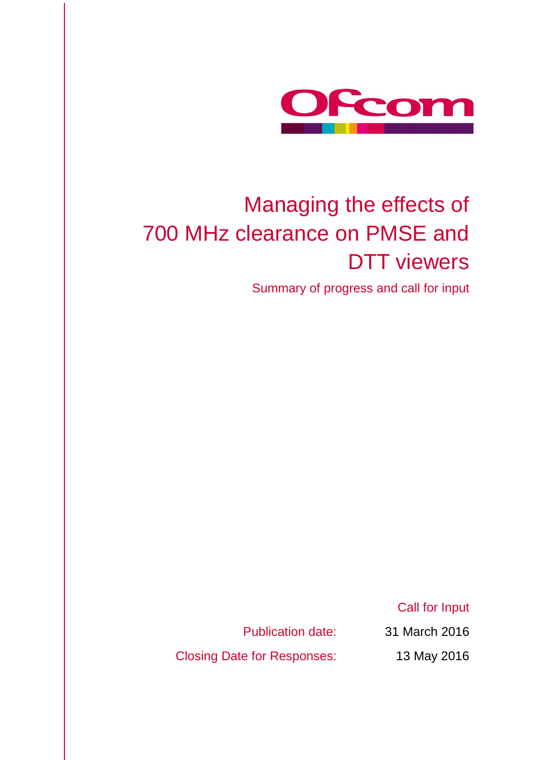# Managing the effects of 700 MHz clearance on PMSE and DTT viewers

Summary of progress and call for input

Call for Input

Publication date: 31 March 2016

Closing Date for Responses: 13 May 2016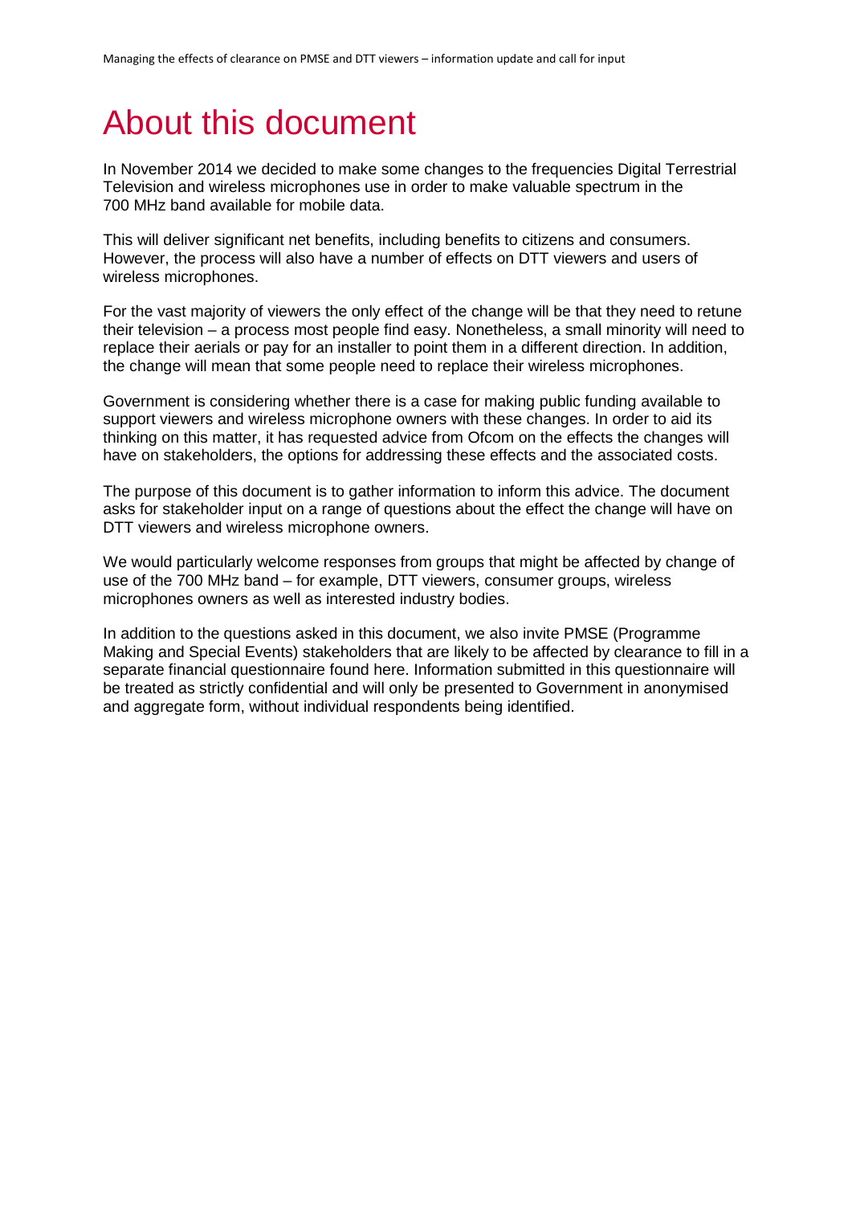# About this document

In November 2014 we decided to make some changes to the frequencies Digital Terrestrial Television and wireless microphones use in order to make valuable spectrum in the 700 MHz band available for mobile data.

This will deliver significant net benefits, including benefits to citizens and consumers. However, the process will also have a number of effects on DTT viewers and users of wireless microphones.

For the vast majority of viewers the only effect of the change will be that they need to retune their television – a process most people find easy. Nonetheless, a small minority will need to replace their aerials or pay for an installer to point them in a different direction. In addition, the change will mean that some people need to replace their wireless microphones.

Government is considering whether there is a case for making public funding available to support viewers and wireless microphone owners with these changes. In order to aid its thinking on this matter, it has requested advice from Ofcom on the effects the changes will have on stakeholders, the options for addressing these effects and the associated costs.

The purpose of this document is to gather information to inform this advice. The document asks for stakeholder input on a range of questions about the effect the change will have on DTT viewers and wireless microphone owners.

We would particularly welcome responses from groups that might be affected by change of use of the 700 MHz band – for example, DTT viewers, consumer groups, wireless microphones owners as well as interested industry bodies.

In addition to the questions asked in this document, we also invite PMSE (Programme Making and Special Events) stakeholders that are likely to be affected by clearance to fill in a separate financial questionnaire found here. Information submitted in this questionnaire will be treated as strictly confidential and will only be presented to Government in anonymised and aggregate form, without individual respondents being identified.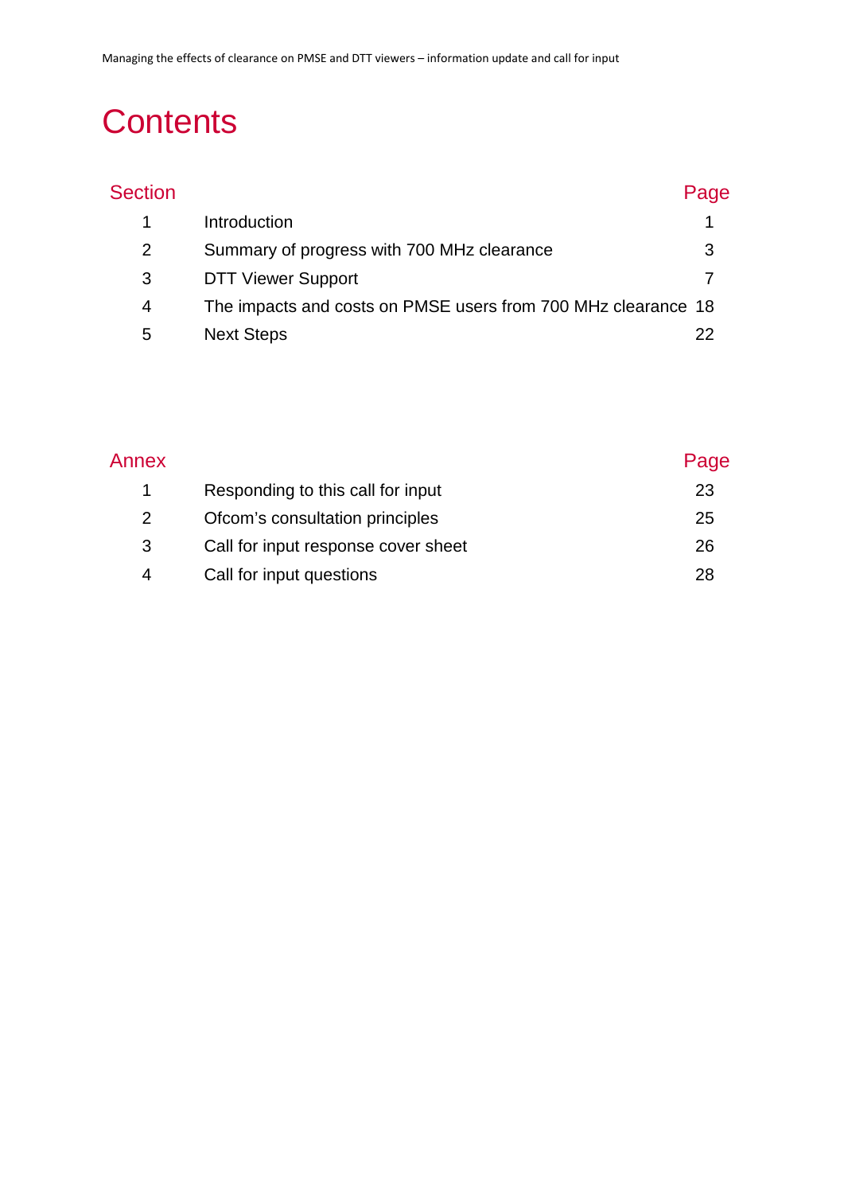# Contents

| Section | | Page |
|---|---|---|
| 1 | Introduction | 1 |
| 2 | Summary of progress with 700 MHz clearance | 3 |
| 3 | DTT Viewer Support | 7 |
| 4 | The impacts and costs on PMSE users from 700 MHz clearance | 18 |
| 5 | Next Steps | 22 |

| Annex | | Page |
|---|---|---|
| 1 | Responding to this call for input | 23 |
| 2 | Ofcom's consultation principles | 25 |
| 3 | Call for input response cover sheet | 26 |
| 4 | Call for input questions | 28 |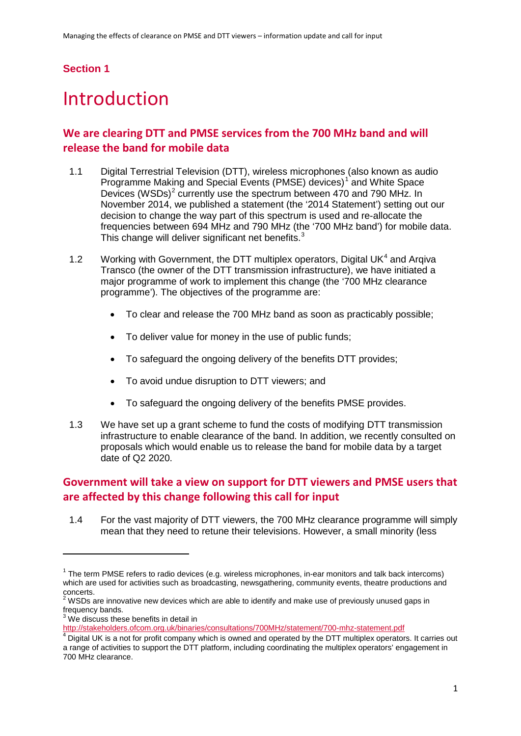## Section 1

# Introduction

### We are clearing DTT and PMSE services from the 700 MHz band and will release the band for mobile data

1.1 Digital Terrestrial Television (DTT), wireless microphones (also known as audio Programme Making and Special Events (PMSE) devices)[1] and White Space Devices (WSDs)[2] currently use the spectrum between 470 and 790 MHz. In November 2014, we published a statement (the '2014 Statement') setting out our decision to change the way part of this spectrum is used and re-allocate the frequencies between 694 MHz and 790 MHz (the '700 MHz band') for mobile data. This change will deliver significant net benefits.[3]

1.2 Working with Government, the DTT multiplex operators, Digital UK[4] and Arqiva Transco (the owner of the DTT transmission infrastructure), we have initiated a major programme of work to implement this change (the '700 MHz clearance programme'). The objectives of the programme are:

- To clear and release the 700 MHz band as soon as practicably possible;
- To deliver value for money in the use of public funds;
- To safeguard the ongoing delivery of the benefits DTT provides;
- To avoid undue disruption to DTT viewers; and
- To safeguard the ongoing delivery of the benefits PMSE provides.

1.3 We have set up a grant scheme to fund the costs of modifying DTT transmission infrastructure to enable clearance of the band. In addition, we recently consulted on proposals which would enable us to release the band for mobile data by a target date of Q2 2020.

### Government will take a view on support for DTT viewers and PMSE users that are affected by this change following this call for input

1.4 For the vast majority of DTT viewers, the 700 MHz clearance programme will simply mean that they need to retune their televisions. However, a small minority (less

---

[1] The term PMSE refers to radio devices (e.g. wireless microphones, in-ear monitors and talk back intercoms) which are used for activities such as broadcasting, newsgathering, community events, theatre productions and concerts.

[2] WSDs are innovative new devices which are able to identify and make use of previously unused gaps in frequency bands.

[3] We discuss these benefits in detail in http://stakeholders.ofcom.org.uk/binaries/consultations/700MHz/statement/700-mhz-statement.pdf

[4] Digital UK is a not for profit company which is owned and operated by the DTT multiplex operators. It carries out a range of activities to support the DTT platform, including coordinating the multiplex operators' engagement in 700 MHz clearance.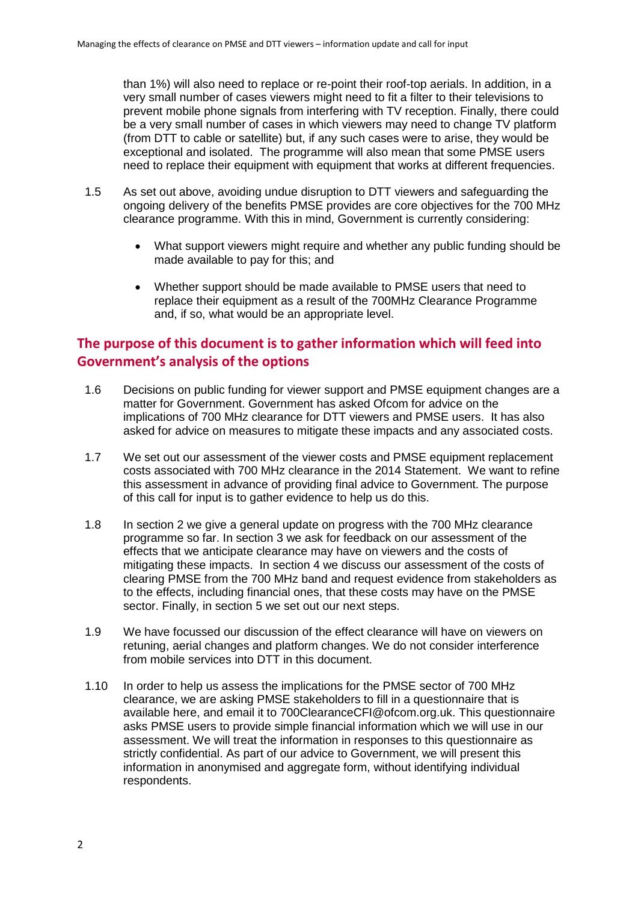than 1%) will also need to replace or re-point their roof-top aerials. In addition, in a very small number of cases viewers might need to fit a filter to their televisions to prevent mobile phone signals from interfering with TV reception. Finally, there could be a very small number of cases in which viewers may need to change TV platform (from DTT to cable or satellite) but, if any such cases were to arise, they would be exceptional and isolated. The programme will also mean that some PMSE users need to replace their equipment with equipment that works at different frequencies.

1.5 As set out above, avoiding undue disruption to DTT viewers and safeguarding the ongoing delivery of the benefits PMSE provides are core objectives for the 700 MHz clearance programme. With this in mind, Government is currently considering:

- What support viewers might require and whether any public funding should be made available to pay for this; and
- Whether support should be made available to PMSE users that need to replace their equipment as a result of the 700MHz Clearance Programme and, if so, what would be an appropriate level.

## The purpose of this document is to gather information which will feed into Government's analysis of the options

1.6 Decisions on public funding for viewer support and PMSE equipment changes are a matter for Government. Government has asked Ofcom for advice on the implications of 700 MHz clearance for DTT viewers and PMSE users. It has also asked for advice on measures to mitigate these impacts and any associated costs.

1.7 We set out our assessment of the viewer costs and PMSE equipment replacement costs associated with 700 MHz clearance in the 2014 Statement. We want to refine this assessment in advance of providing final advice to Government. The purpose of this call for input is to gather evidence to help us do this.

1.8 In section 2 we give a general update on progress with the 700 MHz clearance programme so far. In section 3 we ask for feedback on our assessment of the effects that we anticipate clearance may have on viewers and the costs of mitigating these impacts. In section 4 we discuss our assessment of the costs of clearing PMSE from the 700 MHz band and request evidence from stakeholders as to the effects, including financial ones, that these costs may have on the PMSE sector. Finally, in section 5 we set out our next steps.

1.9 We have focussed our discussion of the effect clearance will have on viewers on retuning, aerial changes and platform changes. We do not consider interference from mobile services into DTT in this document.

1.10 In order to help us assess the implications for the PMSE sector of 700 MHz clearance, we are asking PMSE stakeholders to fill in a questionnaire that is available here, and email it to 700ClearanceCFI@ofcom.org.uk. This questionnaire asks PMSE users to provide simple financial information which we will use in our assessment. We will treat the information in responses to this questionnaire as strictly confidential. As part of our advice to Government, we will present this information in anonymised and aggregate form, without identifying individual respondents.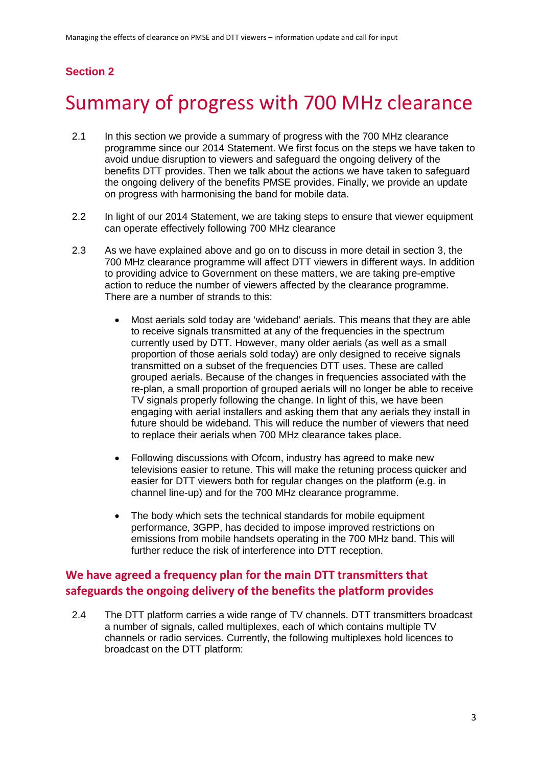## Section 2

# Summary of progress with 700 MHz clearance

2.1 In this section we provide a summary of progress with the 700 MHz clearance programme since our 2014 Statement. We first focus on the steps we have taken to avoid undue disruption to viewers and safeguard the ongoing delivery of the benefits DTT provides. Then we talk about the actions we have taken to safeguard the ongoing delivery of the benefits PMSE provides. Finally, we provide an update on progress with harmonising the band for mobile data.

2.2 In light of our 2014 Statement, we are taking steps to ensure that viewer equipment can operate effectively following 700 MHz clearance

2.3 As we have explained above and go on to discuss in more detail in section 3, the 700 MHz clearance programme will affect DTT viewers in different ways. In addition to providing advice to Government on these matters, we are taking pre-emptive action to reduce the number of viewers affected by the clearance programme. There are a number of strands to this:

- Most aerials sold today are 'wideband' aerials. This means that they are able to receive signals transmitted at any of the frequencies in the spectrum currently used by DTT. However, many older aerials (as well as a small proportion of those aerials sold today) are only designed to receive signals transmitted on a subset of the frequencies DTT uses. These are called grouped aerials. Because of the changes in frequencies associated with the re-plan, a small proportion of grouped aerials will no longer be able to receive TV signals properly following the change. In light of this, we have been engaging with aerial installers and asking them that any aerials they install in future should be wideband. This will reduce the number of viewers that need to replace their aerials when 700 MHz clearance takes place.

- Following discussions with Ofcom, industry has agreed to make new televisions easier to retune. This will make the retuning process quicker and easier for DTT viewers both for regular changes on the platform (e.g. in channel line-up) and for the 700 MHz clearance programme.

- The body which sets the technical standards for mobile equipment performance, 3GPP, has decided to impose improved restrictions on emissions from mobile handsets operating in the 700 MHz band. This will further reduce the risk of interference into DTT reception.

### We have agreed a frequency plan for the main DTT transmitters that safeguards the ongoing delivery of the benefits the platform provides

2.4 The DTT platform carries a wide range of TV channels. DTT transmitters broadcast a number of signals, called multiplexes, each of which contains multiple TV channels or radio services. Currently, the following multiplexes hold licences to broadcast on the DTT platform: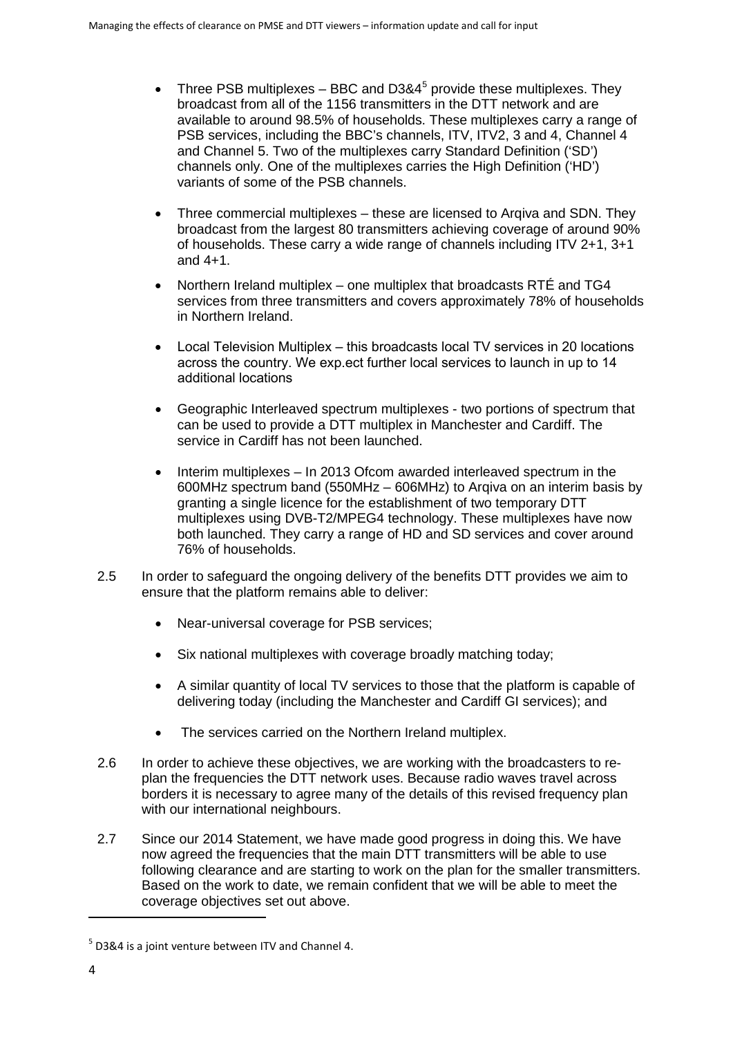- Three PSB multiplexes – BBC and D3&4[5] provide these multiplexes. They broadcast from all of the 1156 transmitters in the DTT network and are available to around 98.5% of households. These multiplexes carry a range of PSB services, including the BBC's channels, ITV, ITV2, 3 and 4, Channel 4 and Channel 5. Two of the multiplexes carry Standard Definition ('SD') channels only. One of the multiplexes carries the High Definition ('HD') variants of some of the PSB channels.

- Three commercial multiplexes – these are licensed to Arqiva and SDN. They broadcast from the largest 80 transmitters achieving coverage of around 90% of households. These carry a wide range of channels including ITV 2+1, 3+1 and 4+1.

- Northern Ireland multiplex – one multiplex that broadcasts RTÉ and TG4 services from three transmitters and covers approximately 78% of households in Northern Ireland.

- Local Television Multiplex – this broadcasts local TV services in 20 locations across the country. We exp.ect further local services to launch in up to 14 additional locations

- Geographic Interleaved spectrum multiplexes - two portions of spectrum that can be used to provide a DTT multiplex in Manchester and Cardiff. The service in Cardiff has not been launched.

- Interim multiplexes – In 2013 Ofcom awarded interleaved spectrum in the 600MHz spectrum band (550MHz – 606MHz) to Arqiva on an interim basis by granting a single licence for the establishment of two temporary DTT multiplexes using DVB-T2/MPEG4 technology. These multiplexes have now both launched. They carry a range of HD and SD services and cover around 76% of households.

2.5 In order to safeguard the ongoing delivery of the benefits DTT provides we aim to ensure that the platform remains able to deliver:

- Near-universal coverage for PSB services;

- Six national multiplexes with coverage broadly matching today;

- A similar quantity of local TV services to those that the platform is capable of delivering today (including the Manchester and Cardiff GI services); and

- The services carried on the Northern Ireland multiplex.

2.6 In order to achieve these objectives, we are working with the broadcasters to re-plan the frequencies the DTT network uses. Because radio waves travel across borders it is necessary to agree many of the details of this revised frequency plan with our international neighbours.

2.7 Since our 2014 Statement, we have made good progress in doing this. We have now agreed the frequencies that the main DTT transmitters will be able to use following clearance and are starting to work on the plan for the smaller transmitters. Based on the work to date, we remain confident that we will be able to meet the coverage objectives set out above.

[5] D3&4 is a joint venture between ITV and Channel 4.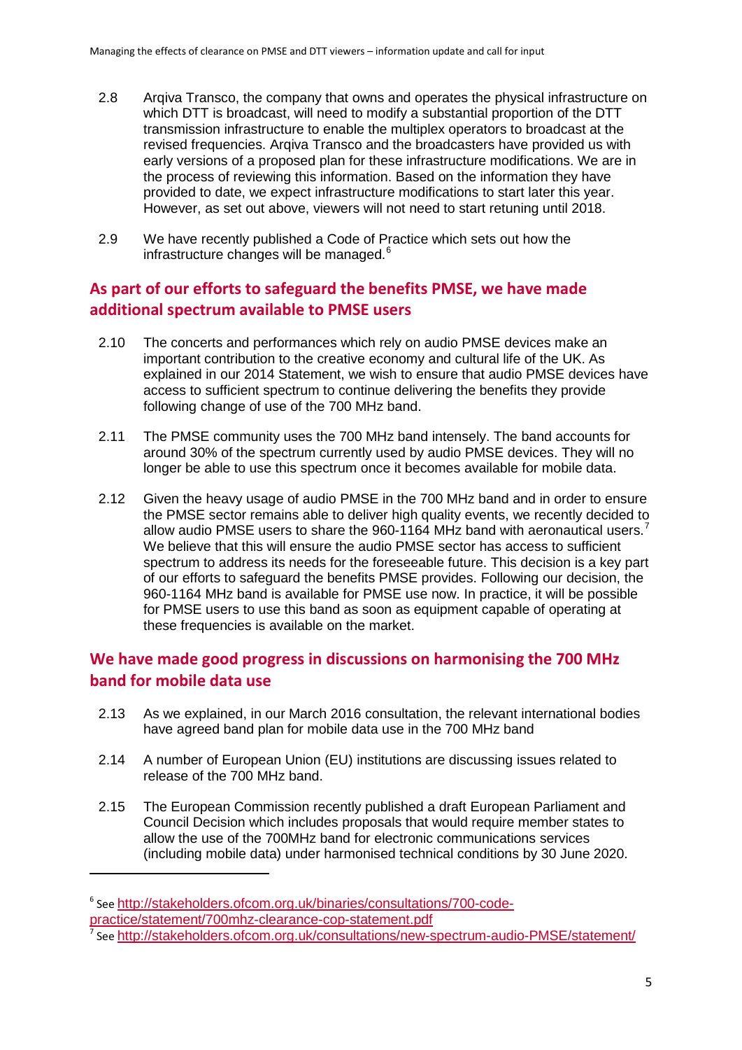2.8 Arqiva Transco, the company that owns and operates the physical infrastructure on which DTT is broadcast, will need to modify a substantial proportion of the DTT transmission infrastructure to enable the multiplex operators to broadcast at the revised frequencies. Arqiva Transco and the broadcasters have provided us with early versions of a proposed plan for these infrastructure modifications. We are in the process of reviewing this information. Based on the information they have provided to date, we expect infrastructure modifications to start later this year. However, as set out above, viewers will not need to start retuning until 2018.

2.9 We have recently published a Code of Practice which sets out how the infrastructure changes will be managed.[6]

## As part of our efforts to safeguard the benefits PMSE, we have made additional spectrum available to PMSE users

2.10 The concerts and performances which rely on audio PMSE devices make an important contribution to the creative economy and cultural life of the UK. As explained in our 2014 Statement, we wish to ensure that audio PMSE devices have access to sufficient spectrum to continue delivering the benefits they provide following change of use of the 700 MHz band.

2.11 The PMSE community uses the 700 MHz band intensely. The band accounts for around 30% of the spectrum currently used by audio PMSE devices. They will no longer be able to use this spectrum once it becomes available for mobile data.

2.12 Given the heavy usage of audio PMSE in the 700 MHz band and in order to ensure the PMSE sector remains able to deliver high quality events, we recently decided to allow audio PMSE users to share the 960-1164 MHz band with aeronautical users.[7] We believe that this will ensure the audio PMSE sector has access to sufficient spectrum to address its needs for the foreseeable future. This decision is a key part of our efforts to safeguard the benefits PMSE provides. Following our decision, the 960-1164 MHz band is available for PMSE use now. In practice, it will be possible for PMSE users to use this band as soon as equipment capable of operating at these frequencies is available on the market.

## We have made good progress in discussions on harmonising the 700 MHz band for mobile data use

2.13 As we explained, in our March 2016 consultation, the relevant international bodies have agreed band plan for mobile data use in the 700 MHz band

2.14 A number of European Union (EU) institutions are discussing issues related to release of the 700 MHz band.

2.15 The European Commission recently published a draft European Parliament and Council Decision which includes proposals that would require member states to allow the use of the 700MHz band for electronic communications services (including mobile data) under harmonised technical conditions by 30 June 2020.

---

[6] See http://stakeholders.ofcom.org.uk/binaries/consultations/700-code-practice/statement/700mhz-clearance-cop-statement.pdf

[7] See http://stakeholders.ofcom.org.uk/consultations/new-spectrum-audio-PMSE/statement/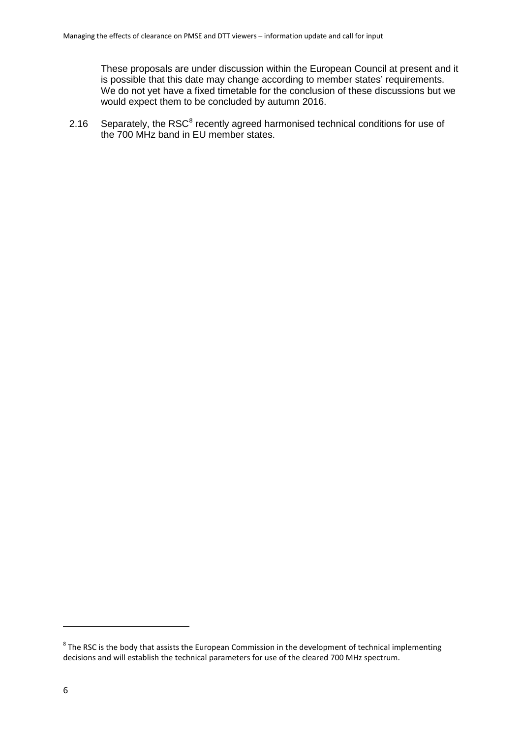These proposals are under discussion within the European Council at present and it is possible that this date may change according to member states' requirements. We do not yet have a fixed timetable for the conclusion of these discussions but we would expect them to be concluded by autumn 2016.

2.16 Separately, the RSC[8] recently agreed harmonised technical conditions for use of the 700 MHz band in EU member states.

[8] The RSC is the body that assists the European Commission in the development of technical implementing decisions and will establish the technical parameters for use of the cleared 700 MHz spectrum.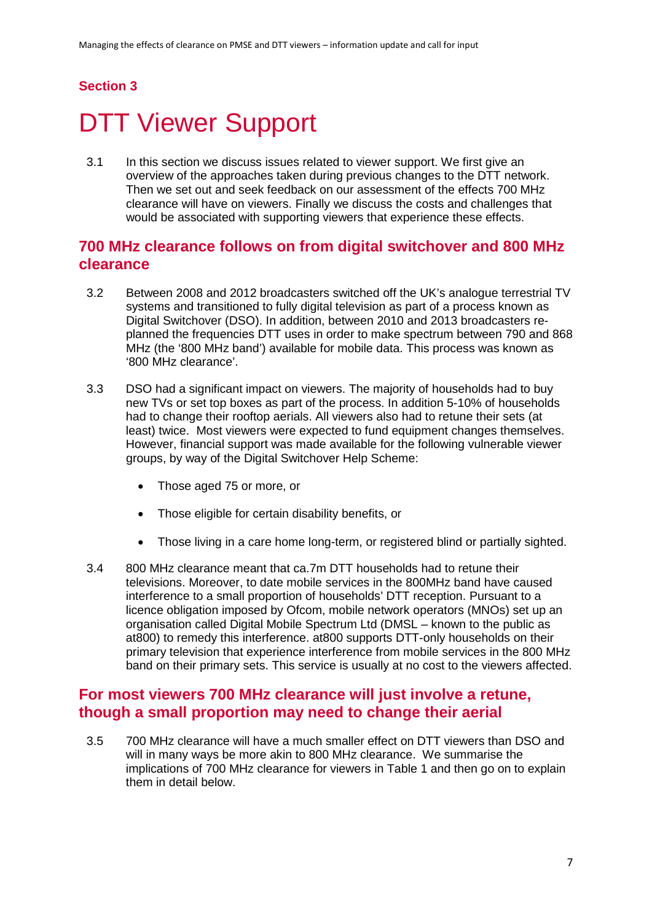## Section 3

# DTT Viewer Support

3.1 In this section we discuss issues related to viewer support. We first give an overview of the approaches taken during previous changes to the DTT network. Then we set out and seek feedback on our assessment of the effects 700 MHz clearance will have on viewers. Finally we discuss the costs and challenges that would be associated with supporting viewers that experience these effects.

## 700 MHz clearance follows on from digital switchover and 800 MHz clearance

3.2 Between 2008 and 2012 broadcasters switched off the UK's analogue terrestrial TV systems and transitioned to fully digital television as part of a process known as Digital Switchover (DSO). In addition, between 2010 and 2013 broadcasters re-planned the frequencies DTT uses in order to make spectrum between 790 and 868 MHz (the '800 MHz band') available for mobile data. This process was known as '800 MHz clearance'.

3.3 DSO had a significant impact on viewers. The majority of households had to buy new TVs or set top boxes as part of the process. In addition 5-10% of households had to change their rooftop aerials. All viewers also had to retune their sets (at least) twice. Most viewers were expected to fund equipment changes themselves. However, financial support was made available for the following vulnerable viewer groups, by way of the Digital Switchover Help Scheme:

- Those aged 75 or more, or
- Those eligible for certain disability benefits, or
- Those living in a care home long-term, or registered blind or partially sighted.

3.4 800 MHz clearance meant that ca.7m DTT households had to retune their televisions. Moreover, to date mobile services in the 800MHz band have caused interference to a small proportion of households' DTT reception. Pursuant to a licence obligation imposed by Ofcom, mobile network operators (MNOs) set up an organisation called Digital Mobile Spectrum Ltd (DMSL – known to the public as at800) to remedy this interference. at800 supports DTT-only households on their primary television that experience interference from mobile services in the 800 MHz band on their primary sets. This service is usually at no cost to the viewers affected.

## For most viewers 700 MHz clearance will just involve a retune, though a small proportion may need to change their aerial

3.5 700 MHz clearance will have a much smaller effect on DTT viewers than DSO and will in many ways be more akin to 800 MHz clearance. We summarise the implications of 700 MHz clearance for viewers in Table 1 and then go on to explain them in detail below.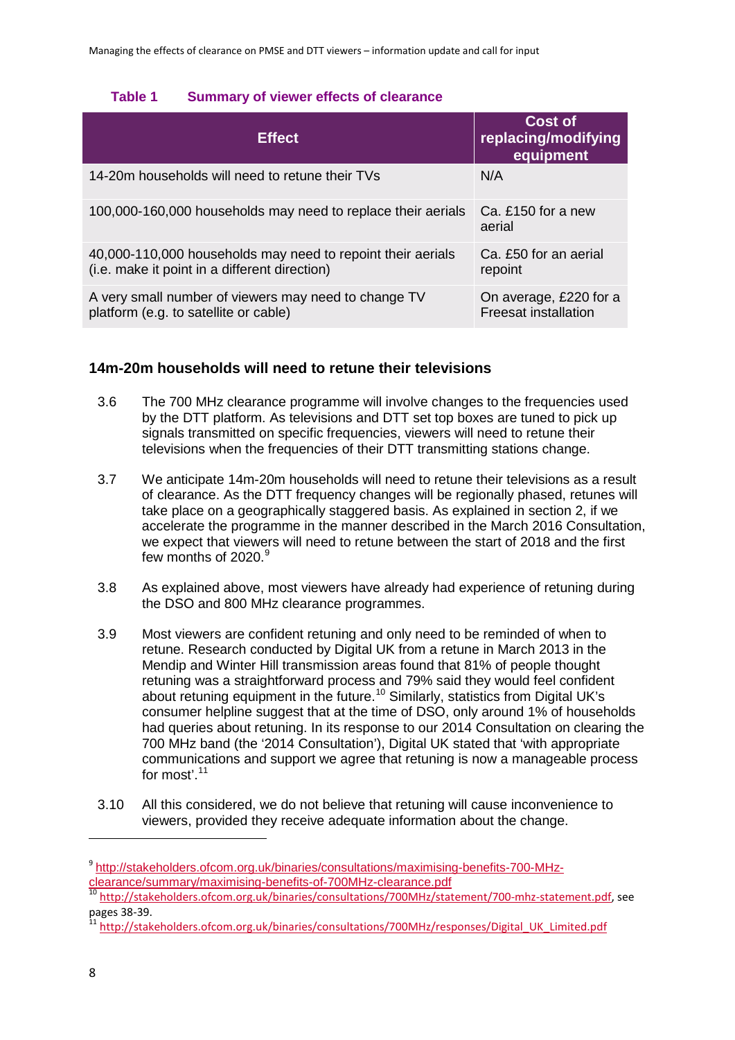**Table 1 Summary of viewer effects of clearance**

| Effect | Cost of replacing/modifying equipment |
| --- | --- |
| 14-20m households will need to retune their TVs | N/A |
| 100,000-160,000 households may need to replace their aerials | Ca. £150 for a new aerial |
| 40,000-110,000 households may need to repoint their aerials (i.e. make it point in a different direction) | Ca. £50 for an aerial repoint |
| A very small number of viewers may need to change TV platform (e.g. to satellite or cable) | On average, £220 for a Freesat installation |

### 14m-20m households will need to retune their televisions

3.6 The 700 MHz clearance programme will involve changes to the frequencies used by the DTT platform. As televisions and DTT set top boxes are tuned to pick up signals transmitted on specific frequencies, viewers will need to retune their televisions when the frequencies of their DTT transmitting stations change.

3.7 We anticipate 14m-20m households will need to retune their televisions as a result of clearance. As the DTT frequency changes will be regionally phased, retunes will take place on a geographically staggered basis. As explained in section 2, if we accelerate the programme in the manner described in the March 2016 Consultation, we expect that viewers will need to retune between the start of 2018 and the first few months of 2020.[9]

3.8 As explained above, most viewers have already had experience of retuning during the DSO and 800 MHz clearance programmes.

3.9 Most viewers are confident retuning and only need to be reminded of when to retune. Research conducted by Digital UK from a retune in March 2013 in the Mendip and Winter Hill transmission areas found that 81% of people thought retuning was a straightforward process and 79% said they would feel confident about retuning equipment in the future.[10] Similarly, statistics from Digital UK's consumer helpline suggest that at the time of DSO, only around 1% of households had queries about retuning. In its response to our 2014 Consultation on clearing the 700 MHz band (the '2014 Consultation'), Digital UK stated that 'with appropriate communications and support we agree that retuning is now a manageable process for most'.[11]

3.10 All this considered, we do not believe that retuning will cause inconvenience to viewers, provided they receive adequate information about the change.

---

[9] http://stakeholders.ofcom.org.uk/binaries/consultations/maximising-benefits-700-MHz-clearance/summary/maximising-benefits-of-700MHz-clearance.pdf

[10] http://stakeholders.ofcom.org.uk/binaries/consultations/700MHz/statement/700-mhz-statement.pdf, see pages 38-39.

[11] http://stakeholders.ofcom.org.uk/binaries/consultations/700MHz/responses/Digital_UK_Limited.pdf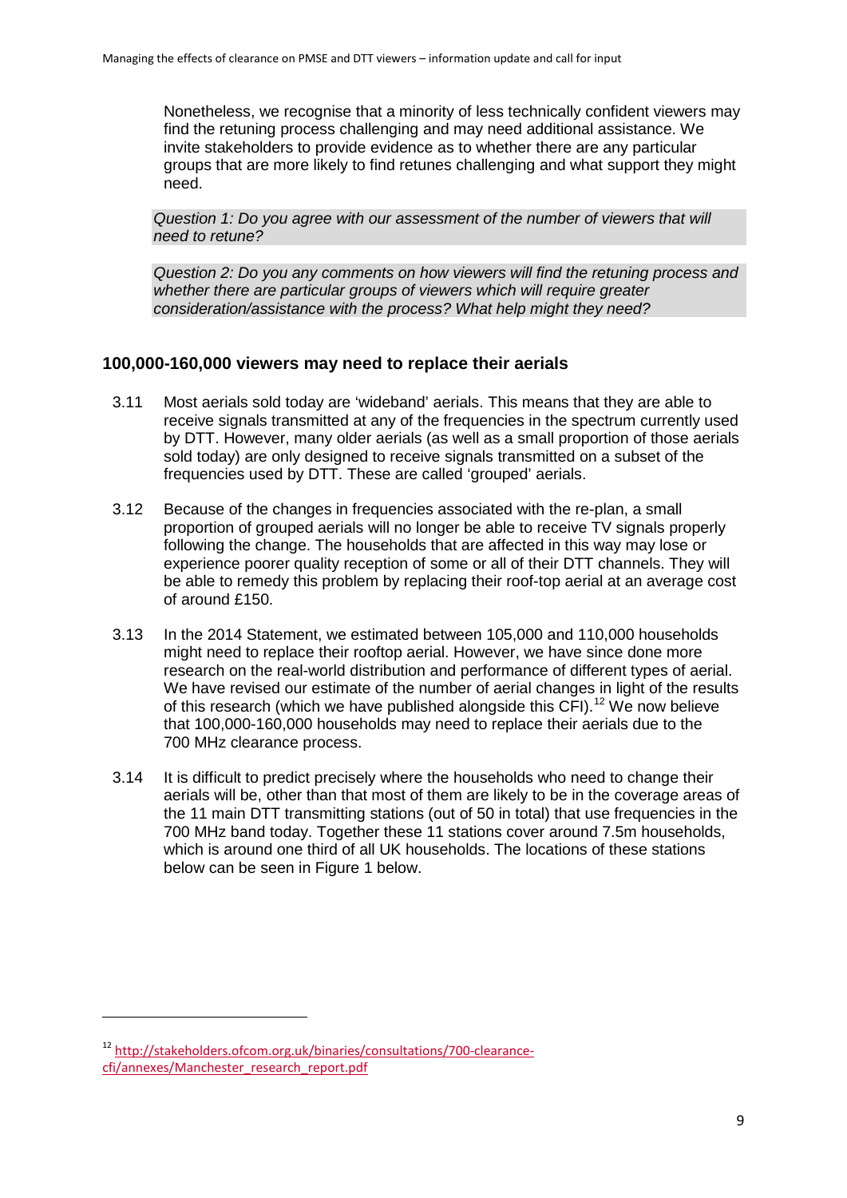Nonetheless, we recognise that a minority of less technically confident viewers may find the retuning process challenging and may need additional assistance. We invite stakeholders to provide evidence as to whether there are any particular groups that are more likely to find retunes challenging and what support they might need.

*Question 1: Do you agree with our assessment of the number of viewers that will need to retune?*

*Question 2: Do you any comments on how viewers will find the retuning process and whether there are particular groups of viewers which will require greater consideration/assistance with the process? What help might they need?*

### 100,000-160,000 viewers may need to replace their aerials

3.11 Most aerials sold today are 'wideband' aerials. This means that they are able to receive signals transmitted at any of the frequencies in the spectrum currently used by DTT. However, many older aerials (as well as a small proportion of those aerials sold today) are only designed to receive signals transmitted on a subset of the frequencies used by DTT. These are called 'grouped' aerials.

3.12 Because of the changes in frequencies associated with the re-plan, a small proportion of grouped aerials will no longer be able to receive TV signals properly following the change. The households that are affected in this way may lose or experience poorer quality reception of some or all of their DTT channels. They will be able to remedy this problem by replacing their roof-top aerial at an average cost of around £150.

3.13 In the 2014 Statement, we estimated between 105,000 and 110,000 households might need to replace their rooftop aerial. However, we have since done more research on the real-world distribution and performance of different types of aerial. We have revised our estimate of the number of aerial changes in light of the results of this research (which we have published alongside this CFI).[12] We now believe that 100,000-160,000 households may need to replace their aerials due to the 700 MHz clearance process.

3.14 It is difficult to predict precisely where the households who need to change their aerials will be, other than that most of them are likely to be in the coverage areas of the 11 main DTT transmitting stations (out of 50 in total) that use frequencies in the 700 MHz band today. Together these 11 stations cover around 7.5m households, which is around one third of all UK households. The locations of these stations below can be seen in Figure 1 below.

[12] http://stakeholders.ofcom.org.uk/binaries/consultations/700-clearance-cfi/annexes/Manchester_research_report.pdf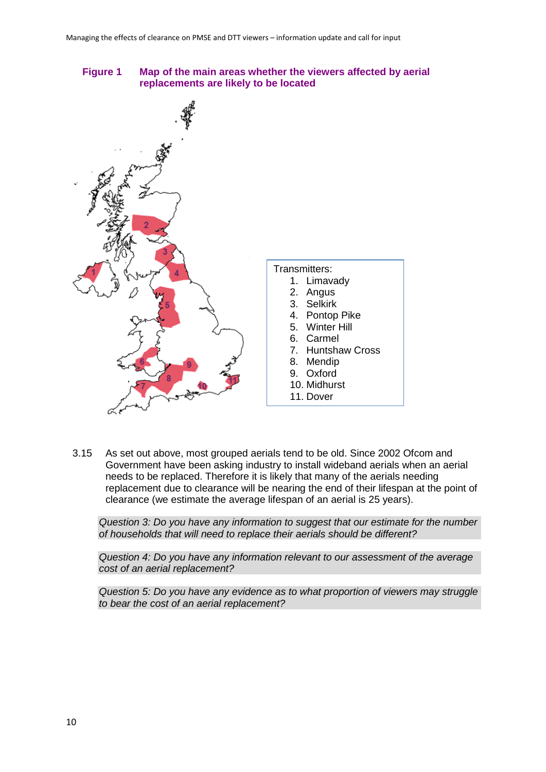**Figure 1 Map of the main areas whether the viewers affected by aerial replacements are likely to be located**

Transmitters:

1. Limavady
2. Angus
3. Selkirk
4. Pontop Pike
5. Winter Hill
6. Carmel
7. Huntshaw Cross
8. Mendip
9. Oxford
10. Midhurst
11. Dover

3.15 As set out above, most grouped aerials tend to be old. Since 2002 Ofcom and Government have been asking industry to install wideband aerials when an aerial needs to be replaced. Therefore it is likely that many of the aerials needing replacement due to clearance will be nearing the end of their lifespan at the point of clearance (we estimate the average lifespan of an aerial is 25 years).

*Question 3: Do you have any information to suggest that our estimate for the number of households that will need to replace their aerials should be different?*

*Question 4: Do you have any information relevant to our assessment of the average cost of an aerial replacement?*

*Question 5: Do you have any evidence as to what proportion of viewers may struggle to bear the cost of an aerial replacement?*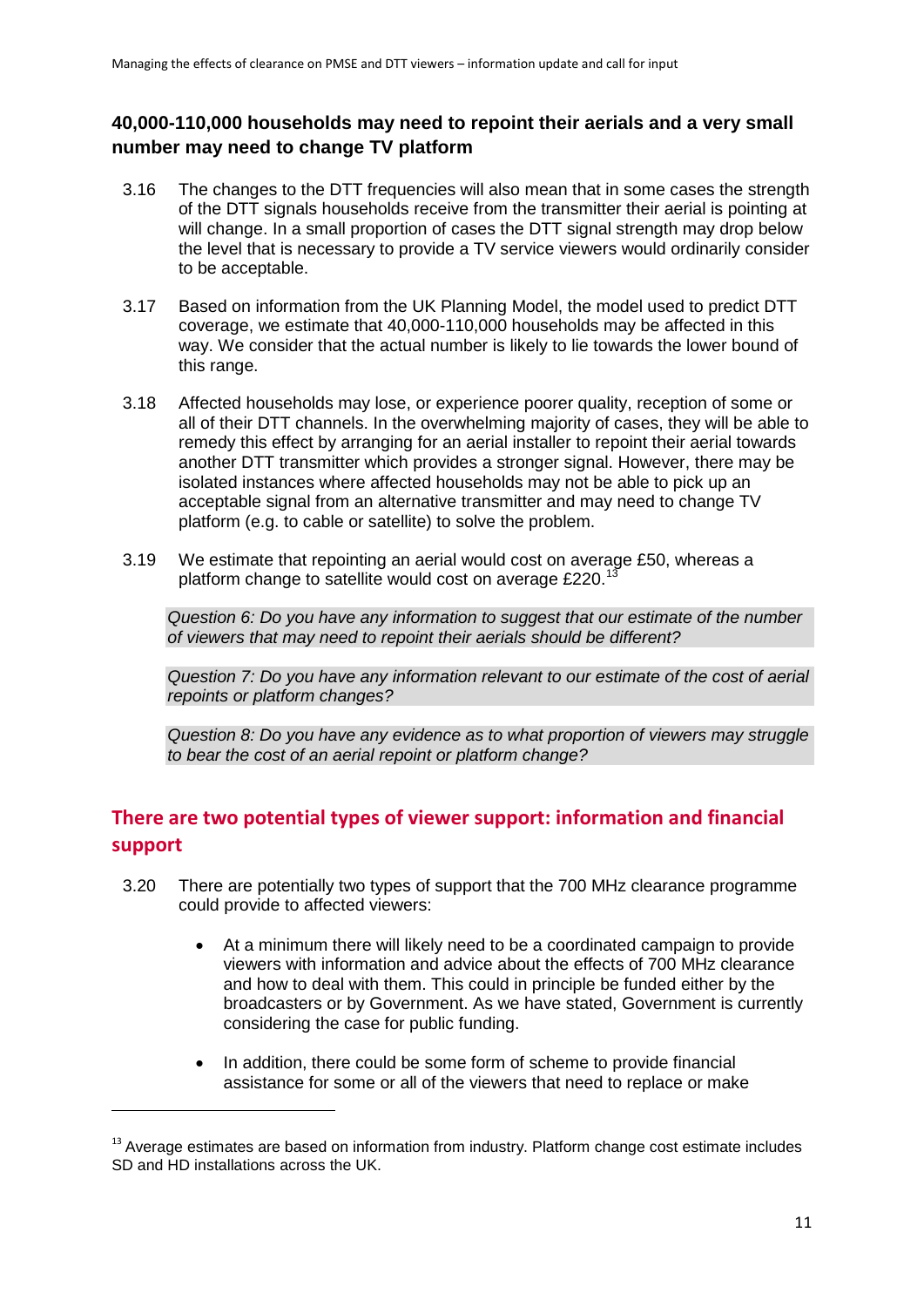### 40,000-110,000 households may need to repoint their aerials and a very small number may need to change TV platform

3.16 The changes to the DTT frequencies will also mean that in some cases the strength of the DTT signals households receive from the transmitter their aerial is pointing at will change. In a small proportion of cases the DTT signal strength may drop below the level that is necessary to provide a TV service viewers would ordinarily consider to be acceptable.

3.17 Based on information from the UK Planning Model, the model used to predict DTT coverage, we estimate that 40,000-110,000 households may be affected in this way. We consider that the actual number is likely to lie towards the lower bound of this range.

3.18 Affected households may lose, or experience poorer quality, reception of some or all of their DTT channels. In the overwhelming majority of cases, they will be able to remedy this effect by arranging for an aerial installer to repoint their aerial towards another DTT transmitter which provides a stronger signal. However, there may be isolated instances where affected households may not be able to pick up an acceptable signal from an alternative transmitter and may need to change TV platform (e.g. to cable or satellite) to solve the problem.

3.19 We estimate that repointing an aerial would cost on average £50, whereas a platform change to satellite would cost on average £220.[13]

*Question 6: Do you have any information to suggest that our estimate of the number of viewers that may need to repoint their aerials should be different?*

*Question 7: Do you have any information relevant to our estimate of the cost of aerial repoints or platform changes?*

*Question 8: Do you have any evidence as to what proportion of viewers may struggle to bear the cost of an aerial repoint or platform change?*

## There are two potential types of viewer support: information and financial support

3.20 There are potentially two types of support that the 700 MHz clearance programme could provide to affected viewers:

- At a minimum there will likely need to be a coordinated campaign to provide viewers with information and advice about the effects of 700 MHz clearance and how to deal with them. This could in principle be funded either by the broadcasters or by Government. As we have stated, Government is currently considering the case for public funding.
- In addition, there could be some form of scheme to provide financial assistance for some or all of the viewers that need to replace or make

[13] Average estimates are based on information from industry. Platform change cost estimate includes SD and HD installations across the UK.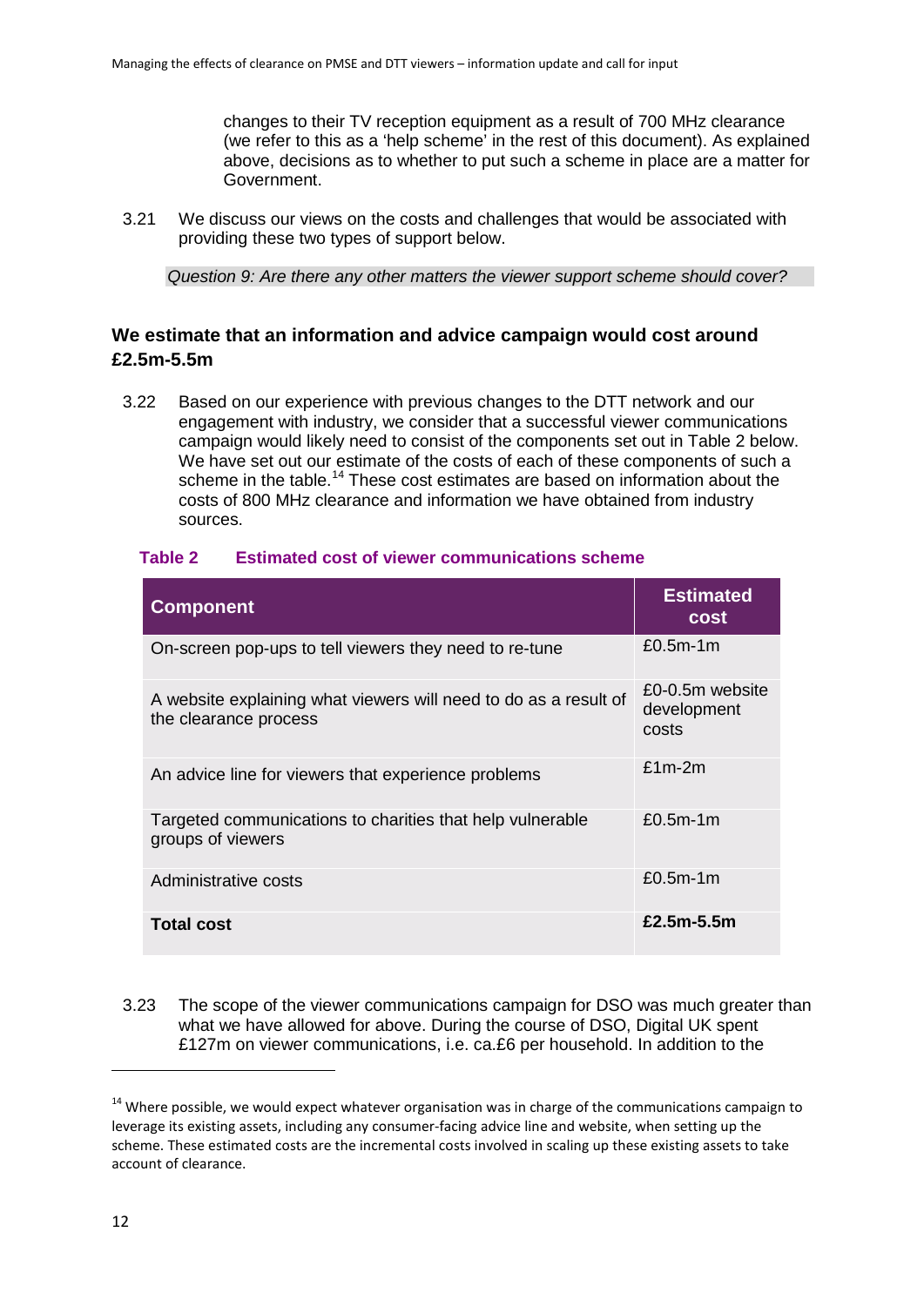changes to their TV reception equipment as a result of 700 MHz clearance (we refer to this as a 'help scheme' in the rest of this document). As explained above, decisions as to whether to put such a scheme in place are a matter for Government.

3.21 We discuss our views on the costs and challenges that would be associated with providing these two types of support below.

*Question 9: Are there any other matters the viewer support scheme should cover?*

### We estimate that an information and advice campaign would cost around £2.5m-5.5m

3.22 Based on our experience with previous changes to the DTT network and our engagement with industry, we consider that a successful viewer communications campaign would likely need to consist of the components set out in Table 2 below. We have set out our estimate of the costs of each of these components of such a scheme in the table.[14] These cost estimates are based on information about the costs of 800 MHz clearance and information we have obtained from industry sources.

**Table 2 Estimated cost of viewer communications scheme**

| Component | Estimated cost |
|---|---|
| On-screen pop-ups to tell viewers they need to re-tune | £0.5m-1m |
| A website explaining what viewers will need to do as a result of the clearance process | £0-0.5m website development costs |
| An advice line for viewers that experience problems | £1m-2m |
| Targeted communications to charities that help vulnerable groups of viewers | £0.5m-1m |
| Administrative costs | £0.5m-1m |
| **Total cost** | **£2.5m-5.5m** |

3.23 The scope of the viewer communications campaign for DSO was much greater than what we have allowed for above. During the course of DSO, Digital UK spent £127m on viewer communications, i.e. ca.£6 per household. In addition to the

[14] Where possible, we would expect whatever organisation was in charge of the communications campaign to leverage its existing assets, including any consumer-facing advice line and website, when setting up the scheme. These estimated costs are the incremental costs involved in scaling up these existing assets to take account of clearance.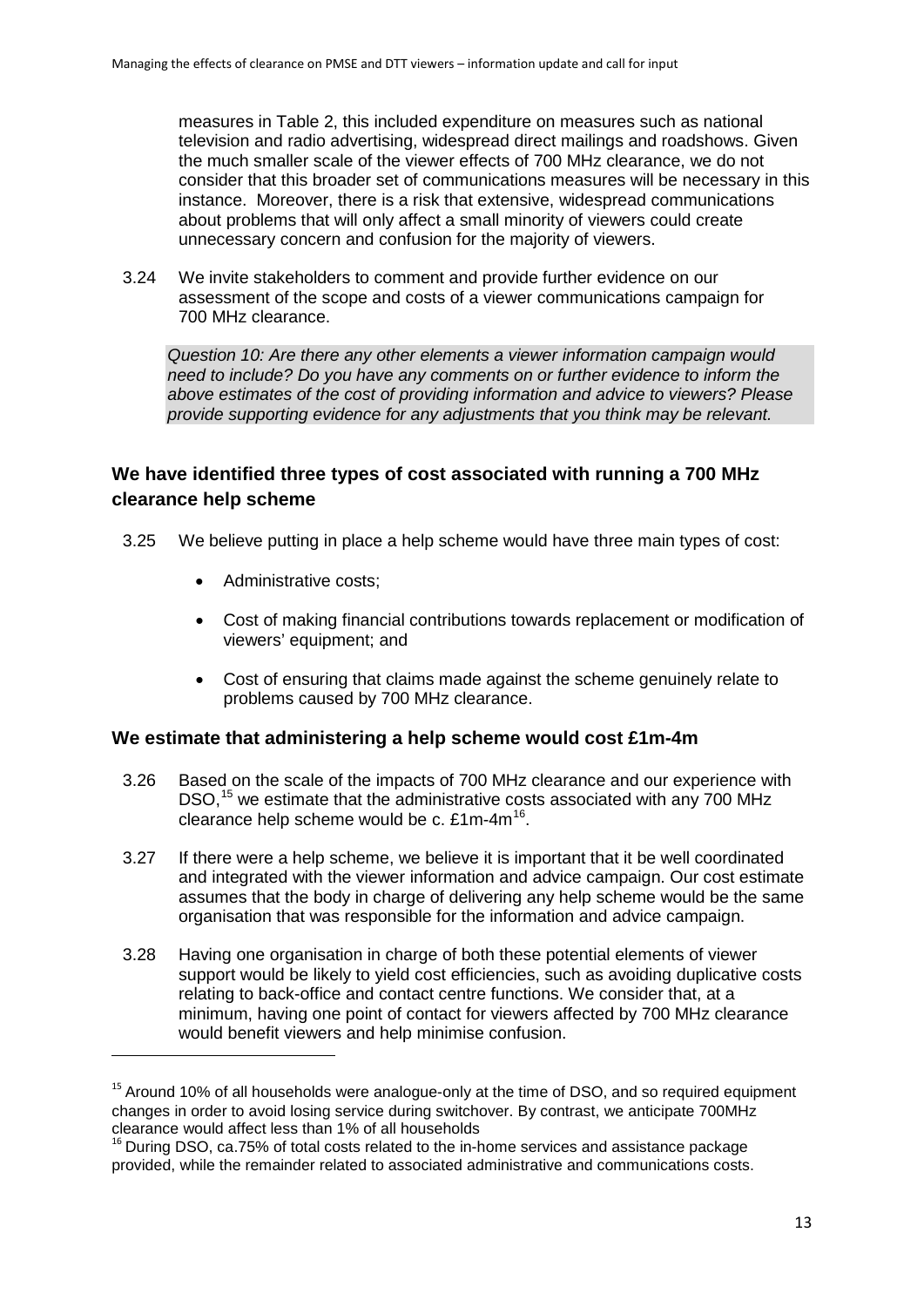measures in Table 2, this included expenditure on measures such as national television and radio advertising, widespread direct mailings and roadshows. Given the much smaller scale of the viewer effects of 700 MHz clearance, we do not consider that this broader set of communications measures will be necessary in this instance. Moreover, there is a risk that extensive, widespread communications about problems that will only affect a small minority of viewers could create unnecessary concern and confusion for the majority of viewers.

3.24 We invite stakeholders to comment and provide further evidence on our assessment of the scope and costs of a viewer communications campaign for 700 MHz clearance.

*Question 10: Are there any other elements a viewer information campaign would need to include? Do you have any comments on or further evidence to inform the above estimates of the cost of providing information and advice to viewers? Please provide supporting evidence for any adjustments that you think may be relevant.*

## We have identified three types of cost associated with running a 700 MHz clearance help scheme

3.25 We believe putting in place a help scheme would have three main types of cost:

- Administrative costs;
- Cost of making financial contributions towards replacement or modification of viewers' equipment; and
- Cost of ensuring that claims made against the scheme genuinely relate to problems caused by 700 MHz clearance.

## We estimate that administering a help scheme would cost £1m-4m

3.26 Based on the scale of the impacts of 700 MHz clearance and our experience with DSO,[15] we estimate that the administrative costs associated with any 700 MHz clearance help scheme would be c. £1m-4m[16].

3.27 If there were a help scheme, we believe it is important that it be well coordinated and integrated with the viewer information and advice campaign. Our cost estimate assumes that the body in charge of delivering any help scheme would be the same organisation that was responsible for the information and advice campaign.

3.28 Having one organisation in charge of both these potential elements of viewer support would be likely to yield cost efficiencies, such as avoiding duplicative costs relating to back-office and contact centre functions. We consider that, at a minimum, having one point of contact for viewers affected by 700 MHz clearance would benefit viewers and help minimise confusion.

---

[15] Around 10% of all households were analogue-only at the time of DSO, and so required equipment changes in order to avoid losing service during switchover. By contrast, we anticipate 700MHz clearance would affect less than 1% of all households

[16] During DSO, ca.75% of total costs related to the in-home services and assistance package provided, while the remainder related to associated administrative and communications costs.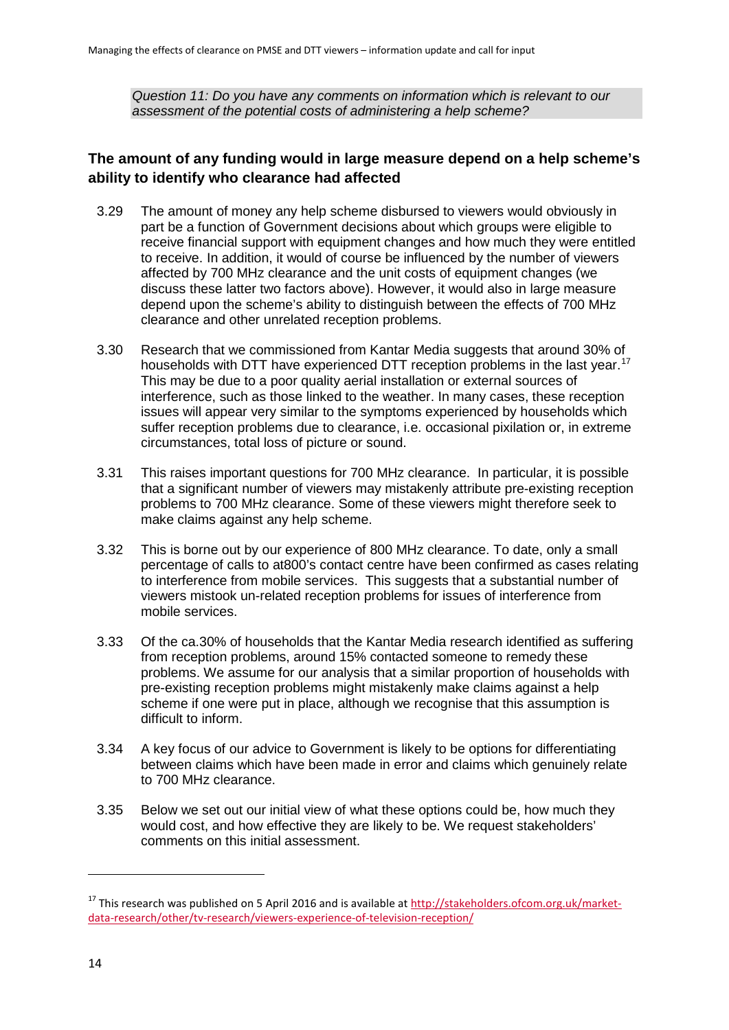*Question 11: Do you have any comments on information which is relevant to our assessment of the potential costs of administering a help scheme?*

### The amount of any funding would in large measure depend on a help scheme's ability to identify who clearance had affected

3.29 The amount of money any help scheme disbursed to viewers would obviously in part be a function of Government decisions about which groups were eligible to receive financial support with equipment changes and how much they were entitled to receive. In addition, it would of course be influenced by the number of viewers affected by 700 MHz clearance and the unit costs of equipment changes (we discuss these latter two factors above). However, it would also in large measure depend upon the scheme's ability to distinguish between the effects of 700 MHz clearance and other unrelated reception problems.

3.30 Research that we commissioned from Kantar Media suggests that around 30% of households with DTT have experienced DTT reception problems in the last year.[17] This may be due to a poor quality aerial installation or external sources of interference, such as those linked to the weather. In many cases, these reception issues will appear very similar to the symptoms experienced by households which suffer reception problems due to clearance, i.e. occasional pixilation or, in extreme circumstances, total loss of picture or sound.

3.31 This raises important questions for 700 MHz clearance. In particular, it is possible that a significant number of viewers may mistakenly attribute pre-existing reception problems to 700 MHz clearance. Some of these viewers might therefore seek to make claims against any help scheme.

3.32 This is borne out by our experience of 800 MHz clearance. To date, only a small percentage of calls to at800's contact centre have been confirmed as cases relating to interference from mobile services. This suggests that a substantial number of viewers mistook un-related reception problems for issues of interference from mobile services.

3.33 Of the ca.30% of households that the Kantar Media research identified as suffering from reception problems, around 15% contacted someone to remedy these problems. We assume for our analysis that a similar proportion of households with pre-existing reception problems might mistakenly make claims against a help scheme if one were put in place, although we recognise that this assumption is difficult to inform.

3.34 A key focus of our advice to Government is likely to be options for differentiating between claims which have been made in error and claims which genuinely relate to 700 MHz clearance.

3.35 Below we set out our initial view of what these options could be, how much they would cost, and how effective they are likely to be. We request stakeholders' comments on this initial assessment.

---

[17] This research was published on 5 April 2016 and is available at http://stakeholders.ofcom.org.uk/market-data-research/other/tv-research/viewers-experience-of-television-reception/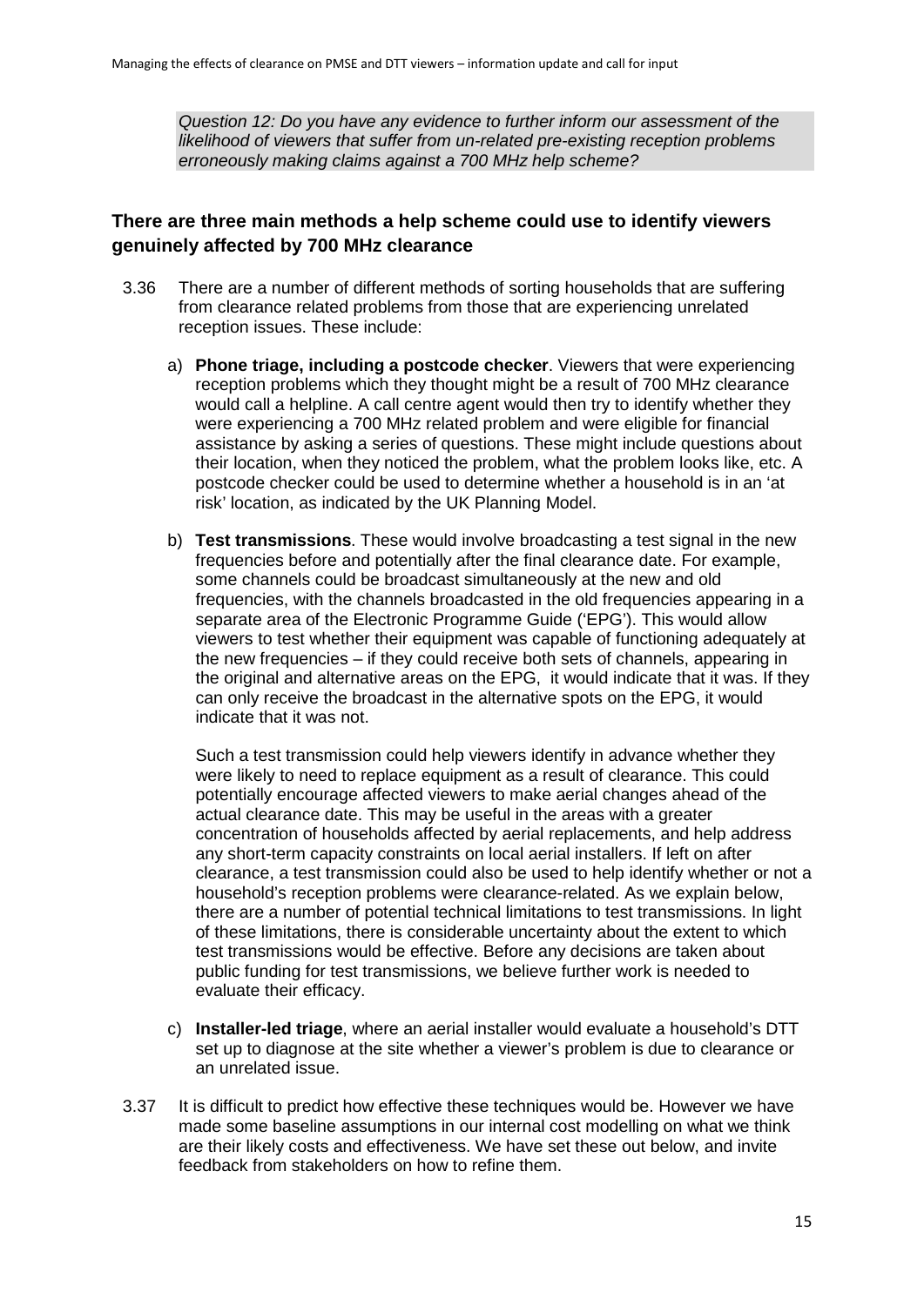*Question 12: Do you have any evidence to further inform our assessment of the likelihood of viewers that suffer from un-related pre-existing reception problems erroneously making claims against a 700 MHz help scheme?*

## There are three main methods a help scheme could use to identify viewers genuinely affected by 700 MHz clearance

3.36 There are a number of different methods of sorting households that are suffering from clearance related problems from those that are experiencing unrelated reception issues. These include:

a) **Phone triage, including a postcode checker**. Viewers that were experiencing reception problems which they thought might be a result of 700 MHz clearance would call a helpline. A call centre agent would then try to identify whether they were experiencing a 700 MHz related problem and were eligible for financial assistance by asking a series of questions. These might include questions about their location, when they noticed the problem, what the problem looks like, etc. A postcode checker could be used to determine whether a household is in an 'at risk' location, as indicated by the UK Planning Model.

b) **Test transmissions**. These would involve broadcasting a test signal in the new frequencies before and potentially after the final clearance date. For example, some channels could be broadcast simultaneously at the new and old frequencies, with the channels broadcasted in the old frequencies appearing in a separate area of the Electronic Programme Guide ('EPG'). This would allow viewers to test whether their equipment was capable of functioning adequately at the new frequencies – if they could receive both sets of channels, appearing in the original and alternative areas on the EPG, it would indicate that it was. If they can only receive the broadcast in the alternative spots on the EPG, it would indicate that it was not.

Such a test transmission could help viewers identify in advance whether they were likely to need to replace equipment as a result of clearance. This could potentially encourage affected viewers to make aerial changes ahead of the actual clearance date. This may be useful in the areas with a greater concentration of households affected by aerial replacements, and help address any short-term capacity constraints on local aerial installers. If left on after clearance, a test transmission could also be used to help identify whether or not a household's reception problems were clearance-related. As we explain below, there are a number of potential technical limitations to test transmissions. In light of these limitations, there is considerable uncertainty about the extent to which test transmissions would be effective. Before any decisions are taken about public funding for test transmissions, we believe further work is needed to evaluate their efficacy.

c) **Installer-led triage**, where an aerial installer would evaluate a household's DTT set up to diagnose at the site whether a viewer's problem is due to clearance or an unrelated issue.

3.37 It is difficult to predict how effective these techniques would be. However we have made some baseline assumptions in our internal cost modelling on what we think are their likely costs and effectiveness. We have set these out below, and invite feedback from stakeholders on how to refine them.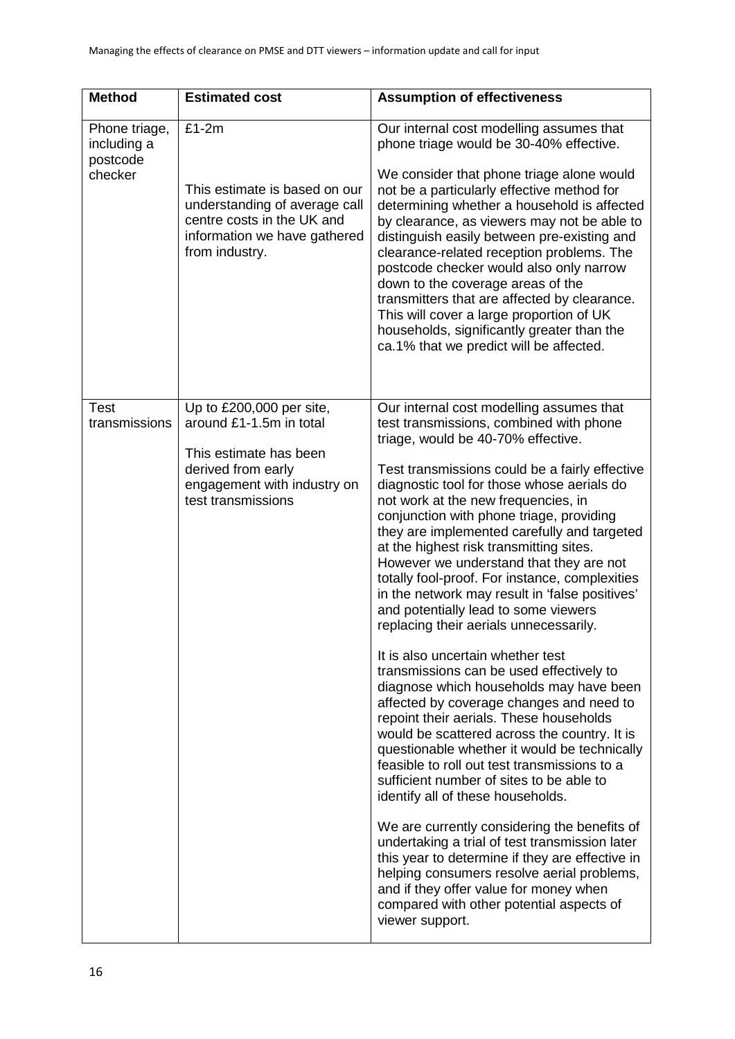| Method | Estimated cost | Assumption of effectiveness |
| --- | --- | --- |
| Phone triage, including a postcode checker | £1-2m<br><br>This estimate is based on our understanding of average call centre costs in the UK and information we have gathered from industry. | Our internal cost modelling assumes that phone triage would be 30-40% effective.<br><br>We consider that phone triage alone would not be a particularly effective method for determining whether a household is affected by clearance, as viewers may not be able to distinguish easily between pre-existing and clearance-related reception problems. The postcode checker would also only narrow down to the coverage areas of the transmitters that are affected by clearance. This will cover a large proportion of UK households, significantly greater than the ca.1% that we predict will be affected. |
| Test transmissions | Up to £200,000 per site, around £1-1.5m in total<br><br>This estimate has been derived from early engagement with industry on test transmissions | Our internal cost modelling assumes that test transmissions, combined with phone triage, would be 40-70% effective.<br><br>Test transmissions could be a fairly effective diagnostic tool for those whose aerials do not work at the new frequencies, in conjunction with phone triage, providing they are implemented carefully and targeted at the highest risk transmitting sites. However we understand that they are not totally fool-proof. For instance, complexities in the network may result in 'false positives' and potentially lead to some viewers replacing their aerials unnecessarily.<br><br>It is also uncertain whether test transmissions can be used effectively to diagnose which households may have been affected by coverage changes and need to repoint their aerials. These households would be scattered across the country. It is questionable whether it would be technically feasible to roll out test transmissions to a sufficient number of sites to be able to identify all of these households.<br><br>We are currently considering the benefits of undertaking a trial of test transmission later this year to determine if they are effective in helping consumers resolve aerial problems, and if they offer value for money when compared with other potential aspects of viewer support. |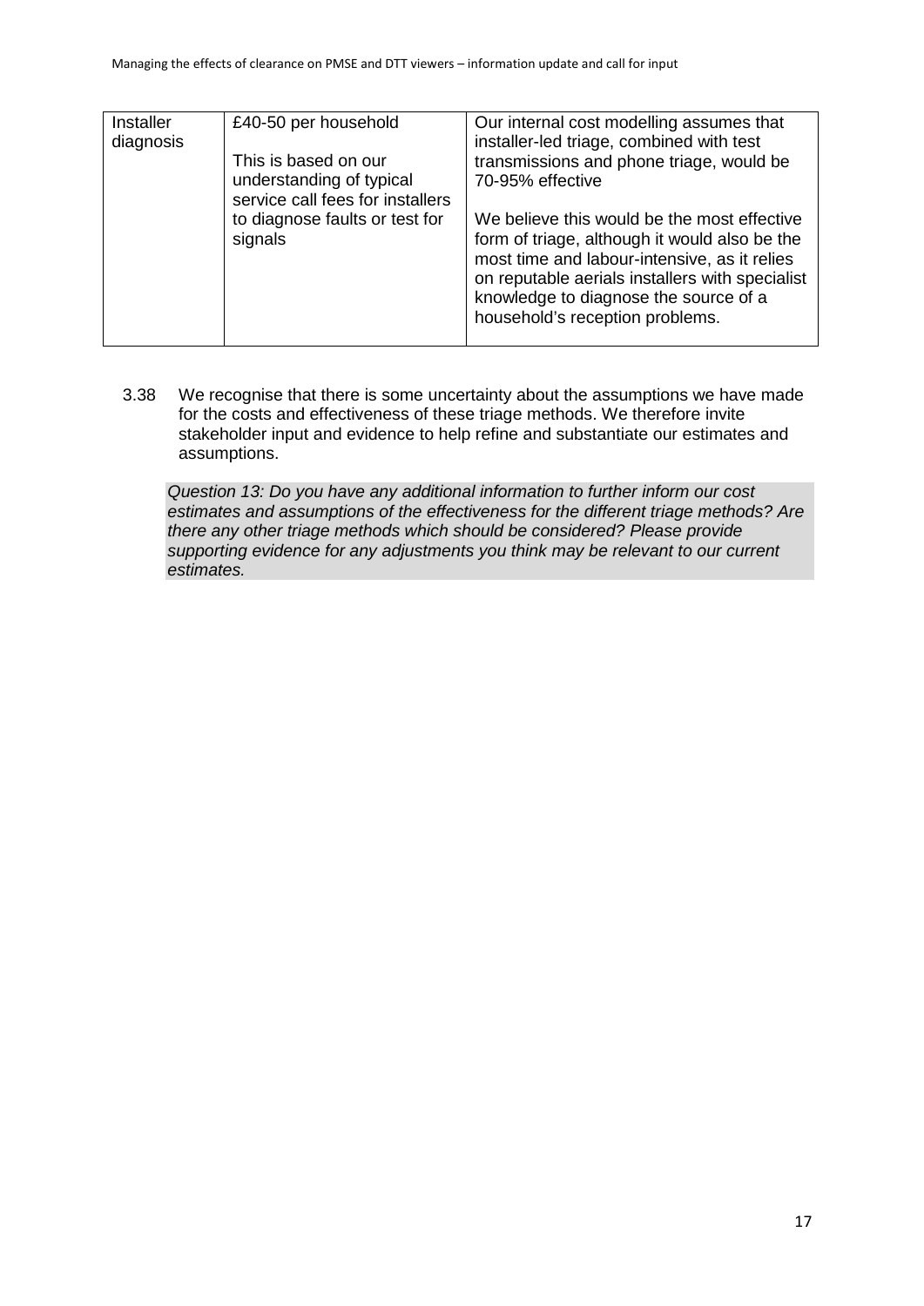| Installer diagnosis | £40-50 per household<br><br>This is based on our understanding of typical service call fees for installers to diagnose faults or test for signals | Our internal cost modelling assumes that installer-led triage, combined with test transmissions and phone triage, would be 70-95% effective<br><br>We believe this would be the most effective form of triage, although it would also be the most time and labour-intensive, as it relies on reputable aerials installers with specialist knowledge to diagnose the source of a household's reception problems. |
|---|---|---|

3.38 We recognise that there is some uncertainty about the assumptions we have made for the costs and effectiveness of these triage methods. We therefore invite stakeholder input and evidence to help refine and substantiate our estimates and assumptions.

*Question 13: Do you have any additional information to further inform our cost estimates and assumptions of the effectiveness for the different triage methods? Are there any other triage methods which should be considered? Please provide supporting evidence for any adjustments you think may be relevant to our current estimates.*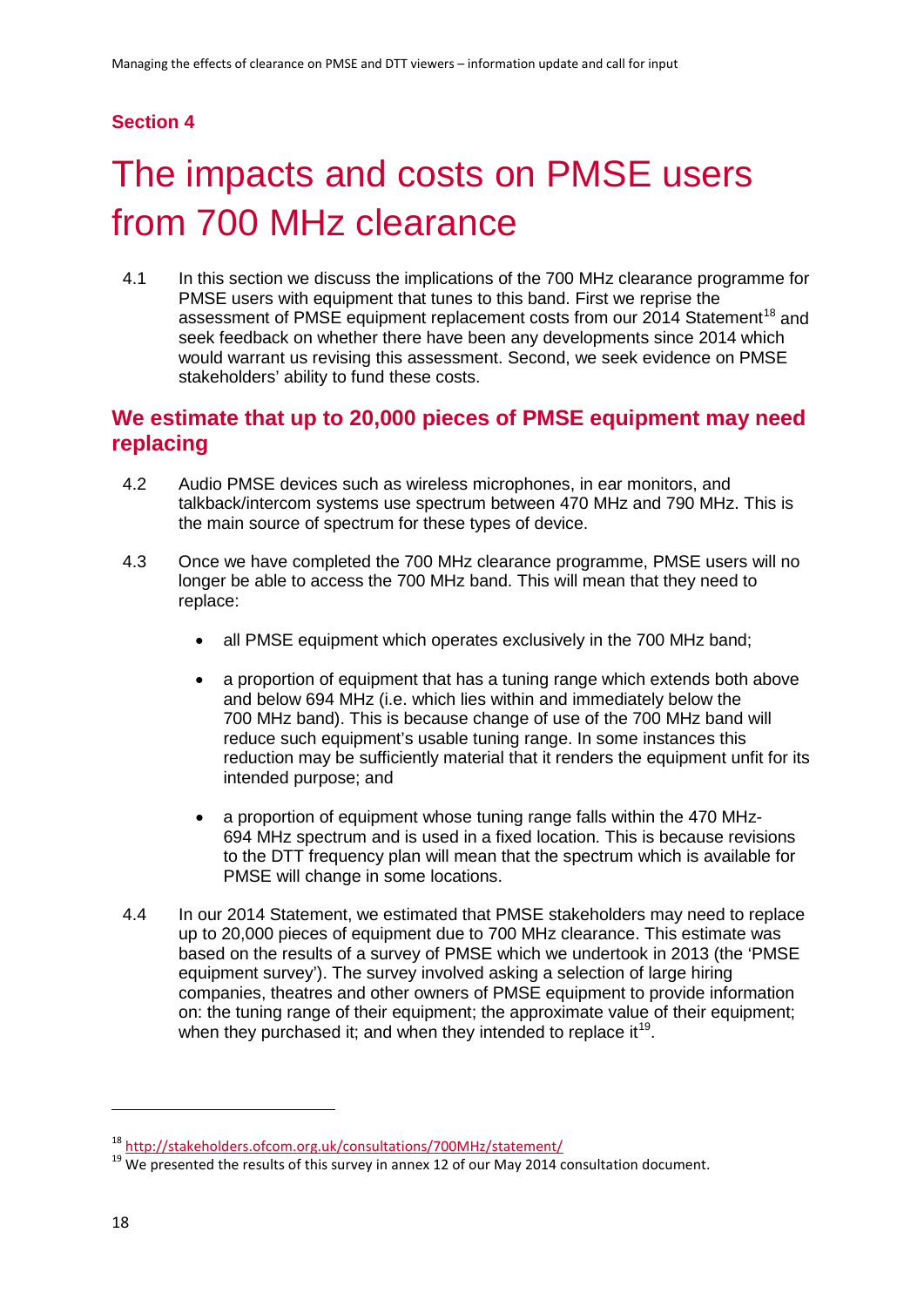**Section 4**

# The impacts and costs on PMSE users from 700 MHz clearance

4.1 In this section we discuss the implications of the 700 MHz clearance programme for PMSE users with equipment that tunes to this band. First we reprise the assessment of PMSE equipment replacement costs from our 2014 Statement[18] and seek feedback on whether there have been any developments since 2014 which would warrant us revising this assessment. Second, we seek evidence on PMSE stakeholders' ability to fund these costs.

## We estimate that up to 20,000 pieces of PMSE equipment may need replacing

4.2 Audio PMSE devices such as wireless microphones, in ear monitors, and talkback/intercom systems use spectrum between 470 MHz and 790 MHz. This is the main source of spectrum for these types of device.

4.3 Once we have completed the 700 MHz clearance programme, PMSE users will no longer be able to access the 700 MHz band. This will mean that they need to replace:

- all PMSE equipment which operates exclusively in the 700 MHz band;
- a proportion of equipment that has a tuning range which extends both above and below 694 MHz (i.e. which lies within and immediately below the 700 MHz band). This is because change of use of the 700 MHz band will reduce such equipment's usable tuning range. In some instances this reduction may be sufficiently material that it renders the equipment unfit for its intended purpose; and
- a proportion of equipment whose tuning range falls within the 470 MHz-694 MHz spectrum and is used in a fixed location. This is because revisions to the DTT frequency plan will mean that the spectrum which is available for PMSE will change in some locations.

4.4 In our 2014 Statement, we estimated that PMSE stakeholders may need to replace up to 20,000 pieces of equipment due to 700 MHz clearance. This estimate was based on the results of a survey of PMSE which we undertook in 2013 (the 'PMSE equipment survey'). The survey involved asking a selection of large hiring companies, theatres and other owners of PMSE equipment to provide information on: the tuning range of their equipment; the approximate value of their equipment; when they purchased it; and when they intended to replace it[19].

---

[18] http://stakeholders.ofcom.org.uk/consultations/700MHz/statement/

[19] We presented the results of this survey in annex 12 of our May 2014 consultation document.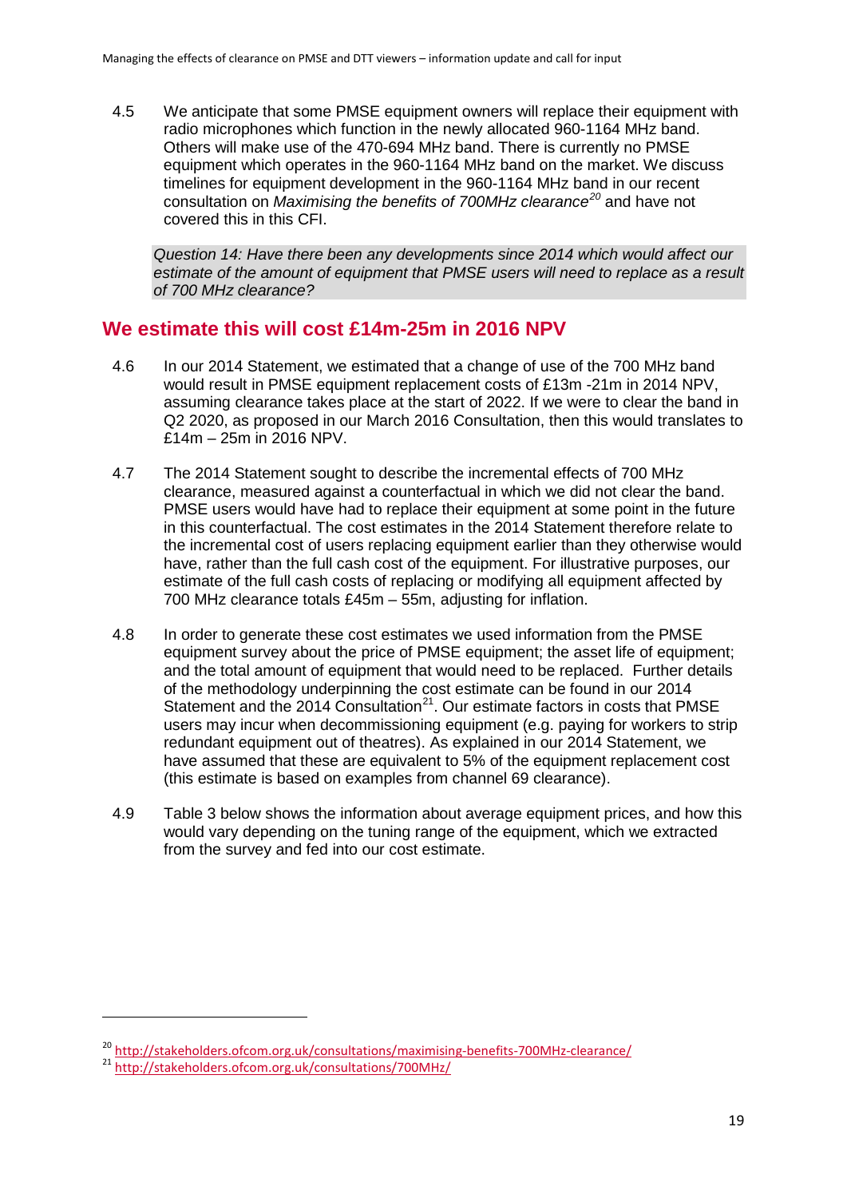4.5 We anticipate that some PMSE equipment owners will replace their equipment with radio microphones which function in the newly allocated 960-1164 MHz band. Others will make use of the 470-694 MHz band. There is currently no PMSE equipment which operates in the 960-1164 MHz band on the market. We discuss timelines for equipment development in the 960-1164 MHz band in our recent consultation on *Maximising the benefits of 700MHz clearance*[20] and have not covered this in this CFI.

*Question 14: Have there been any developments since 2014 which would affect our estimate of the amount of equipment that PMSE users will need to replace as a result of 700 MHz clearance?*

## We estimate this will cost £14m-25m in 2016 NPV

4.6 In our 2014 Statement, we estimated that a change of use of the 700 MHz band would result in PMSE equipment replacement costs of £13m -21m in 2014 NPV, assuming clearance takes place at the start of 2022. If we were to clear the band in Q2 2020, as proposed in our March 2016 Consultation, then this would translates to £14m – 25m in 2016 NPV.

4.7 The 2014 Statement sought to describe the incremental effects of 700 MHz clearance, measured against a counterfactual in which we did not clear the band. PMSE users would have had to replace their equipment at some point in the future in this counterfactual. The cost estimates in the 2014 Statement therefore relate to the incremental cost of users replacing equipment earlier than they otherwise would have, rather than the full cash cost of the equipment. For illustrative purposes, our estimate of the full cash costs of replacing or modifying all equipment affected by 700 MHz clearance totals £45m – 55m, adjusting for inflation.

4.8 In order to generate these cost estimates we used information from the PMSE equipment survey about the price of PMSE equipment; the asset life of equipment; and the total amount of equipment that would need to be replaced. Further details of the methodology underpinning the cost estimate can be found in our 2014 Statement and the 2014 Consultation[21]. Our estimate factors in costs that PMSE users may incur when decommissioning equipment (e.g. paying for workers to strip redundant equipment out of theatres). As explained in our 2014 Statement, we have assumed that these are equivalent to 5% of the equipment replacement cost (this estimate is based on examples from channel 69 clearance).

4.9 Table 3 below shows the information about average equipment prices, and how this would vary depending on the tuning range of the equipment, which we extracted from the survey and fed into our cost estimate.

[20] http://stakeholders.ofcom.org.uk/consultations/maximising-benefits-700MHz-clearance/

[21] http://stakeholders.ofcom.org.uk/consultations/700MHz/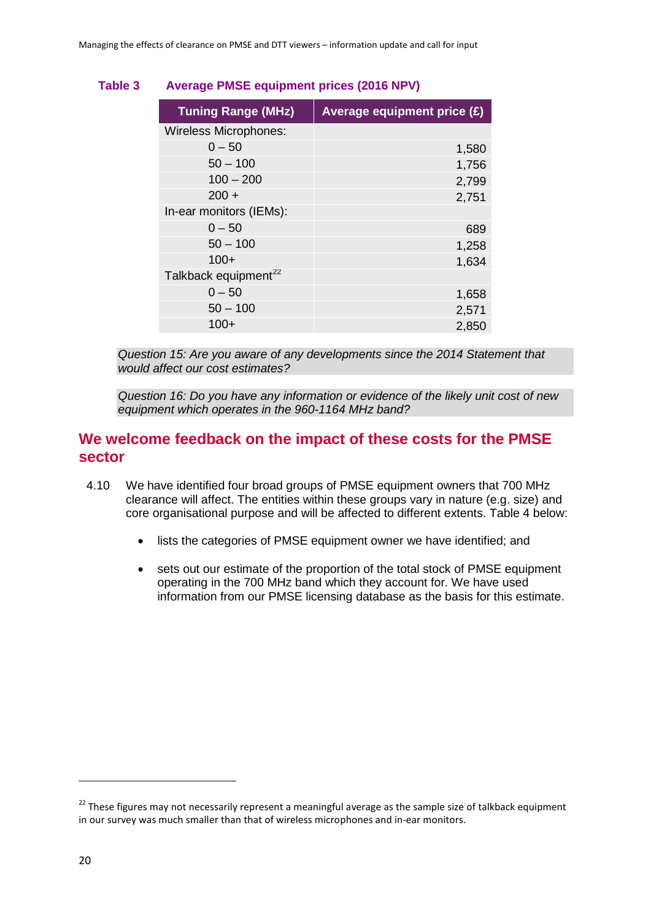**Table 3 Average PMSE equipment prices (2016 NPV)**

| Tuning Range (MHz) | Average equipment price (£) |
|---|---|
| Wireless Microphones: | |
| 0 – 50 | 1,580 |
| 50 – 100 | 1,756 |
| 100 – 200 | 2,799 |
| 200 + | 2,751 |
| In-ear monitors (IEMs): | |
| 0 – 50 | 689 |
| 50 – 100 | 1,258 |
| 100+ | 1,634 |
| Talkback equipment[22] | |
| 0 – 50 | 1,658 |
| 50 – 100 | 2,571 |
| 100+ | 2,850 |

*Question 15: Are you aware of any developments since the 2014 Statement that would affect our cost estimates?*

*Question 16: Do you have any information or evidence of the likely unit cost of new equipment which operates in the 960-1164 MHz band?*

## We welcome feedback on the impact of these costs for the PMSE sector

4.10 We have identified four broad groups of PMSE equipment owners that 700 MHz clearance will affect. The entities within these groups vary in nature (e.g. size) and core organisational purpose and will be affected to different extents. Table 4 below:

- lists the categories of PMSE equipment owner we have identified; and
- sets out our estimate of the proportion of the total stock of PMSE equipment operating in the 700 MHz band which they account for. We have used information from our PMSE licensing database as the basis for this estimate.

[22] These figures may not necessarily represent a meaningful average as the sample size of talkback equipment in our survey was much smaller than that of wireless microphones and in-ear monitors.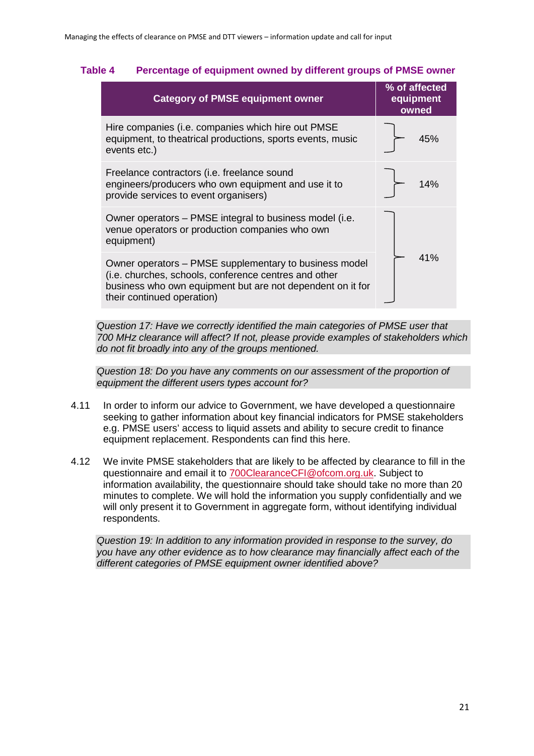**Table 4 Percentage of equipment owned by different groups of PMSE owner**

| Category of PMSE equipment owner | % of affected equipment owned |
| --- | --- |
| Hire companies (i.e. companies which hire out PMSE equipment, to theatrical productions, sports events, music events etc.) | 45% |
| Freelance contractors (i.e. freelance sound engineers/producers who own equipment and use it to provide services to event organisers) | 14% |
| Owner operators – PMSE integral to business model (i.e. venue operators or production companies who own equipment) | 41% |
| Owner operators – PMSE supplementary to business model (i.e. churches, schools, conference centres and other business who own equipment but are not dependent on it for their continued operation) | |

*Question 17: Have we correctly identified the main categories of PMSE user that 700 MHz clearance will affect? If not, please provide examples of stakeholders which do not fit broadly into any of the groups mentioned.*

*Question 18: Do you have any comments on our assessment of the proportion of equipment the different users types account for?*

4.11 In order to inform our advice to Government, we have developed a questionnaire seeking to gather information about key financial indicators for PMSE stakeholders e.g. PMSE users' access to liquid assets and ability to secure credit to finance equipment replacement. Respondents can find this here.

4.12 We invite PMSE stakeholders that are likely to be affected by clearance to fill in the questionnaire and email it to 700ClearanceCFI@ofcom.org.uk. Subject to information availability, the questionnaire should take should take no more than 20 minutes to complete. We will hold the information you supply confidentially and we will only present it to Government in aggregate form, without identifying individual respondents.

*Question 19: In addition to any information provided in response to the survey, do you have any other evidence as to how clearance may financially affect each of the different categories of PMSE equipment owner identified above?*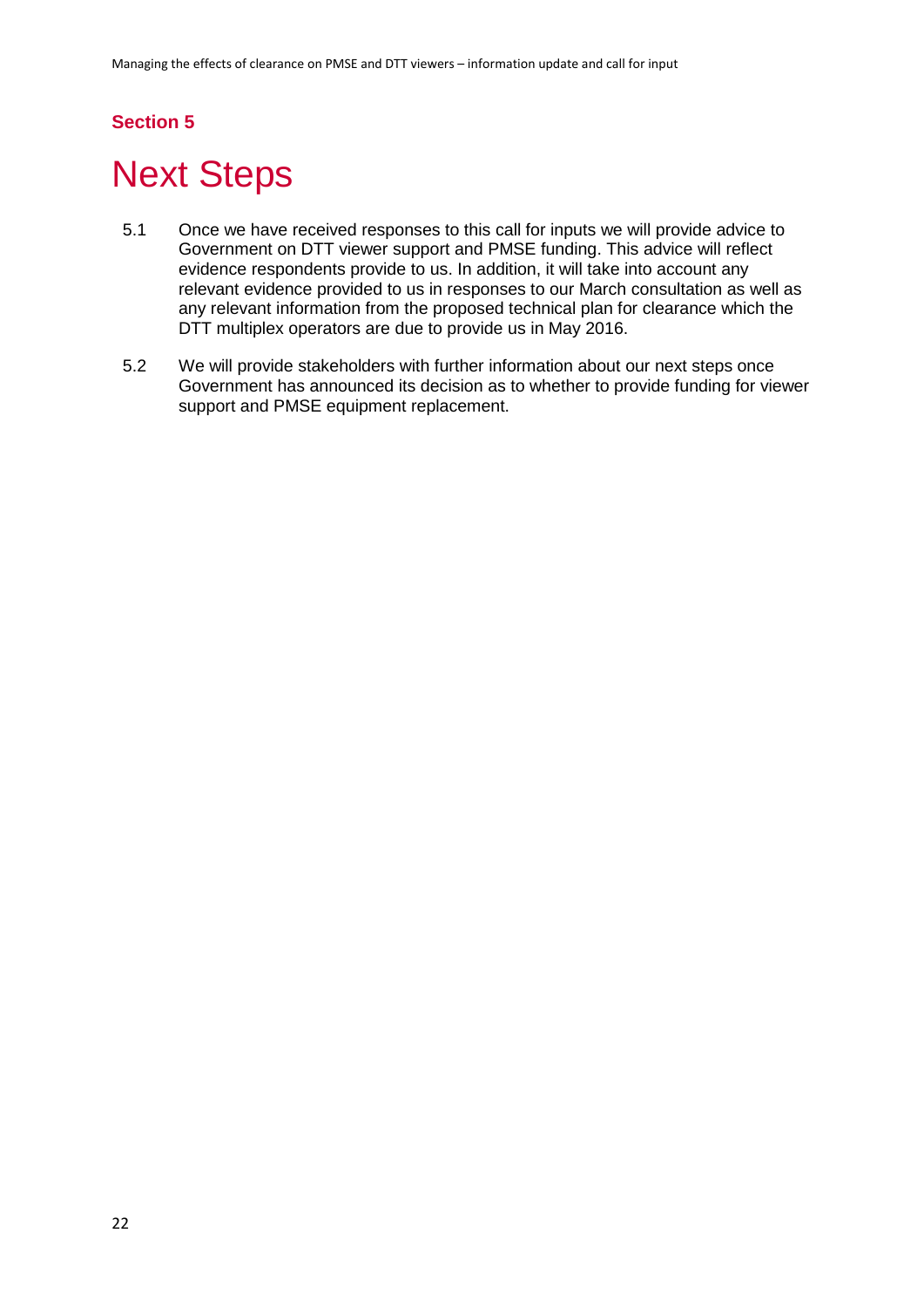**Section 5**

# Next Steps

5.1 Once we have received responses to this call for inputs we will provide advice to Government on DTT viewer support and PMSE funding. This advice will reflect evidence respondents provide to us. In addition, it will take into account any relevant evidence provided to us in responses to our March consultation as well as any relevant information from the proposed technical plan for clearance which the DTT multiplex operators are due to provide us in May 2016.

5.2 We will provide stakeholders with further information about our next steps once Government has announced its decision as to whether to provide funding for viewer support and PMSE equipment replacement.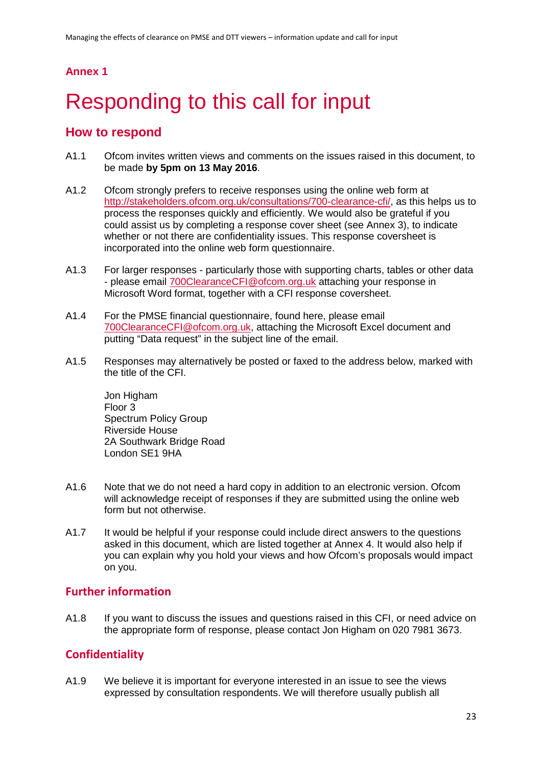**Annex 1**

# Responding to this call for input

## How to respond

A1.1 Ofcom invites written views and comments on the issues raised in this document, to be made **by 5pm on 13 May 2016**.

A1.2 Ofcom strongly prefers to receive responses using the online web form at http://stakeholders.ofcom.org.uk/consultations/700-clearance-cfi/, as this helps us to process the responses quickly and efficiently. We would also be grateful if you could assist us by completing a response cover sheet (see Annex 3), to indicate whether or not there are confidentiality issues. This response coversheet is incorporated into the online web form questionnaire.

A1.3 For larger responses - particularly those with supporting charts, tables or other data - please email 700ClearanceCFI@ofcom.org.uk attaching your response in Microsoft Word format, together with a CFI response coversheet.

A1.4 For the PMSE financial questionnaire, found here, please email 700ClearanceCFI@ofcom.org.uk, attaching the Microsoft Excel document and putting "Data request" in the subject line of the email.

A1.5 Responses may alternatively be posted or faxed to the address below, marked with the title of the CFI.

Jon Higham
Floor 3
Spectrum Policy Group
Riverside House
2A Southwark Bridge Road
London SE1 9HA

A1.6 Note that we do not need a hard copy in addition to an electronic version. Ofcom will acknowledge receipt of responses if they are submitted using the online web form but not otherwise.

A1.7 It would be helpful if your response could include direct answers to the questions asked in this document, which are listed together at Annex 4. It would also help if you can explain why you hold your views and how Ofcom's proposals would impact on you.

## Further information

A1.8 If you want to discuss the issues and questions raised in this CFI, or need advice on the appropriate form of response, please contact Jon Higham on 020 7981 3673.

## Confidentiality

A1.9 We believe it is important for everyone interested in an issue to see the views expressed by consultation respondents. We will therefore usually publish all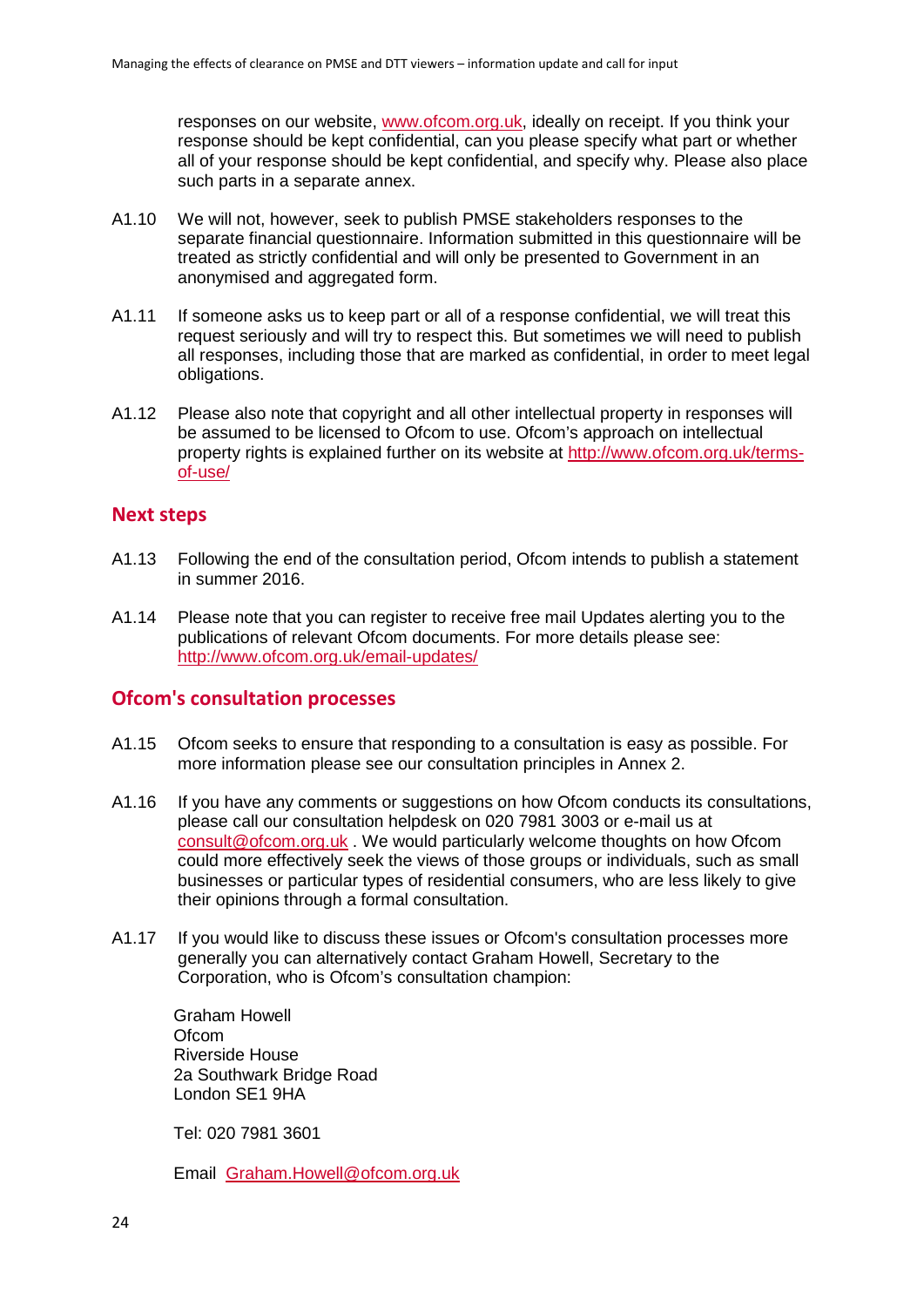responses on our website, www.ofcom.org.uk, ideally on receipt. If you think your response should be kept confidential, can you please specify what part or whether all of your response should be kept confidential, and specify why. Please also place such parts in a separate annex.

A1.10 We will not, however, seek to publish PMSE stakeholders responses to the separate financial questionnaire. Information submitted in this questionnaire will be treated as strictly confidential and will only be presented to Government in an anonymised and aggregated form.

A1.11 If someone asks us to keep part or all of a response confidential, we will treat this request seriously and will try to respect this. But sometimes we will need to publish all responses, including those that are marked as confidential, in order to meet legal obligations.

A1.12 Please also note that copyright and all other intellectual property in responses will be assumed to be licensed to Ofcom to use. Ofcom's approach on intellectual property rights is explained further on its website at http://www.ofcom.org.uk/terms-of-use/

## Next steps

A1.13 Following the end of the consultation period, Ofcom intends to publish a statement in summer 2016.

A1.14 Please note that you can register to receive free mail Updates alerting you to the publications of relevant Ofcom documents. For more details please see: http://www.ofcom.org.uk/email-updates/

## Ofcom's consultation processes

A1.15 Ofcom seeks to ensure that responding to a consultation is easy as possible. For more information please see our consultation principles in Annex 2.

A1.16 If you have any comments or suggestions on how Ofcom conducts its consultations, please call our consultation helpdesk on 020 7981 3003 or e-mail us at consult@ofcom.org.uk . We would particularly welcome thoughts on how Ofcom could more effectively seek the views of those groups or individuals, such as small businesses or particular types of residential consumers, who are less likely to give their opinions through a formal consultation.

A1.17 If you would like to discuss these issues or Ofcom's consultation processes more generally you can alternatively contact Graham Howell, Secretary to the Corporation, who is Ofcom's consultation champion:

Graham Howell
Ofcom
Riverside House
2a Southwark Bridge Road
London SE1 9HA

Tel: 020 7981 3601

Email Graham.Howell@ofcom.org.uk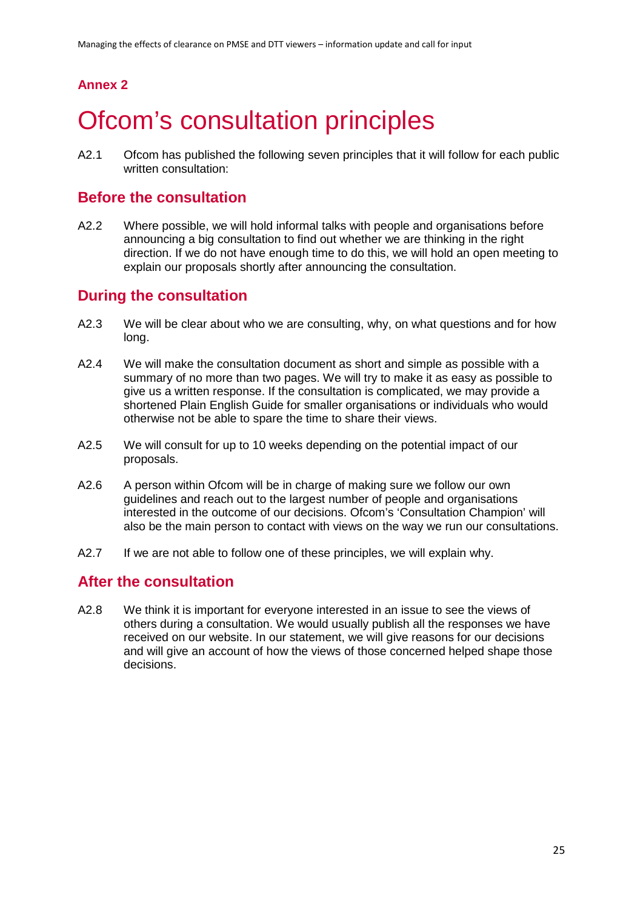**Annex 2**

# Ofcom's consultation principles

A2.1 Ofcom has published the following seven principles that it will follow for each public written consultation:

## Before the consultation

A2.2 Where possible, we will hold informal talks with people and organisations before announcing a big consultation to find out whether we are thinking in the right direction. If we do not have enough time to do this, we will hold an open meeting to explain our proposals shortly after announcing the consultation.

## During the consultation

A2.3 We will be clear about who we are consulting, why, on what questions and for how long.

A2.4 We will make the consultation document as short and simple as possible with a summary of no more than two pages. We will try to make it as easy as possible to give us a written response. If the consultation is complicated, we may provide a shortened Plain English Guide for smaller organisations or individuals who would otherwise not be able to spare the time to share their views.

A2.5 We will consult for up to 10 weeks depending on the potential impact of our proposals.

A2.6 A person within Ofcom will be in charge of making sure we follow our own guidelines and reach out to the largest number of people and organisations interested in the outcome of our decisions. Ofcom's 'Consultation Champion' will also be the main person to contact with views on the way we run our consultations.

A2.7 If we are not able to follow one of these principles, we will explain why.

## After the consultation

A2.8 We think it is important for everyone interested in an issue to see the views of others during a consultation. We would usually publish all the responses we have received on our website. In our statement, we will give reasons for our decisions and will give an account of how the views of those concerned helped shape those decisions.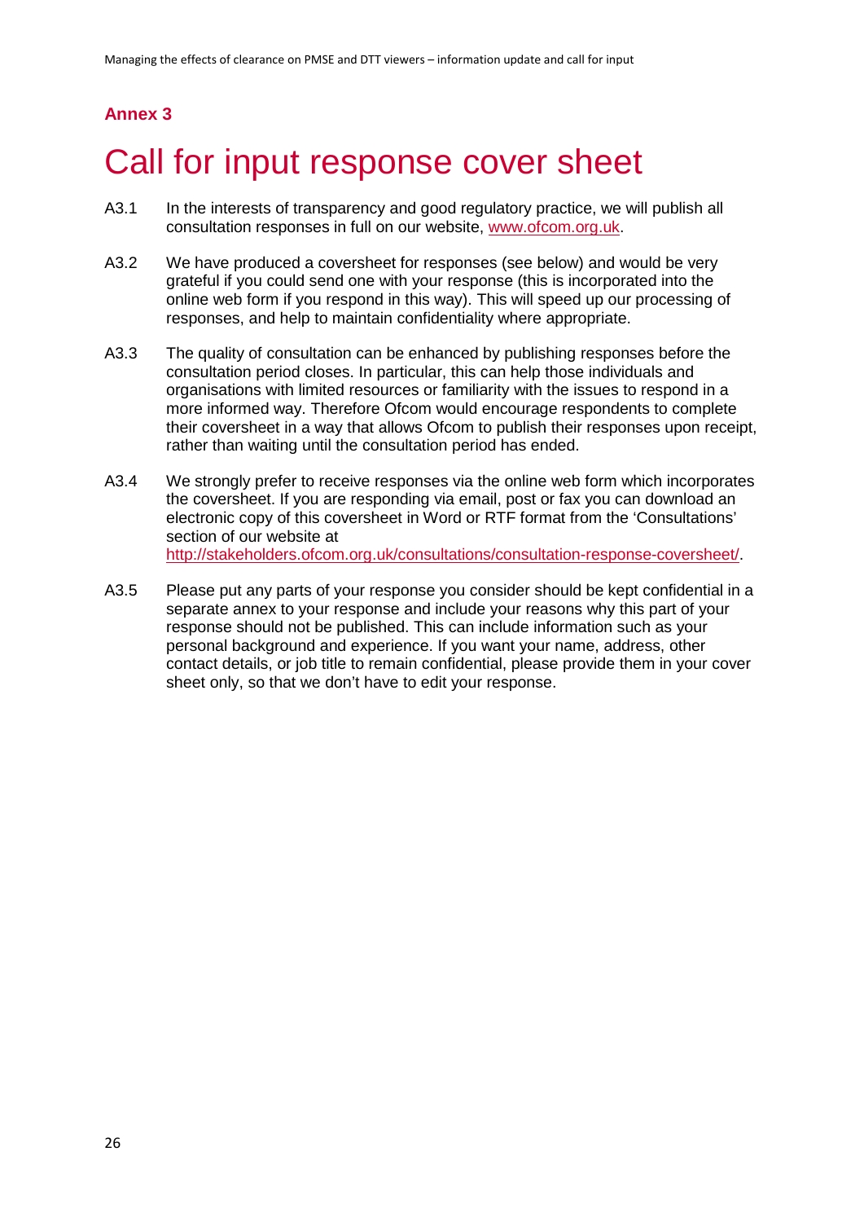## Annex 3

# Call for input response cover sheet

A3.1 In the interests of transparency and good regulatory practice, we will publish all consultation responses in full on our website, [www.ofcom.org.uk](http://www.ofcom.org.uk).

A3.2 We have produced a coversheet for responses (see below) and would be very grateful if you could send one with your response (this is incorporated into the online web form if you respond in this way). This will speed up our processing of responses, and help to maintain confidentiality where appropriate.

A3.3 The quality of consultation can be enhanced by publishing responses before the consultation period closes. In particular, this can help those individuals and organisations with limited resources or familiarity with the issues to respond in a more informed way. Therefore Ofcom would encourage respondents to complete their coversheet in a way that allows Ofcom to publish their responses upon receipt, rather than waiting until the consultation period has ended.

A3.4 We strongly prefer to receive responses via the online web form which incorporates the coversheet. If you are responding via email, post or fax you can download an electronic copy of this coversheet in Word or RTF format from the 'Consultations' section of our website at [http://stakeholders.ofcom.org.uk/consultations/consultation-response-coversheet/](http://stakeholders.ofcom.org.uk/consultations/consultation-response-coversheet/).

A3.5 Please put any parts of your response you consider should be kept confidential in a separate annex to your response and include your reasons why this part of your response should not be published. This can include information such as your personal background and experience. If you want your name, address, other contact details, or job title to remain confidential, please provide them in your cover sheet only, so that we don't have to edit your response.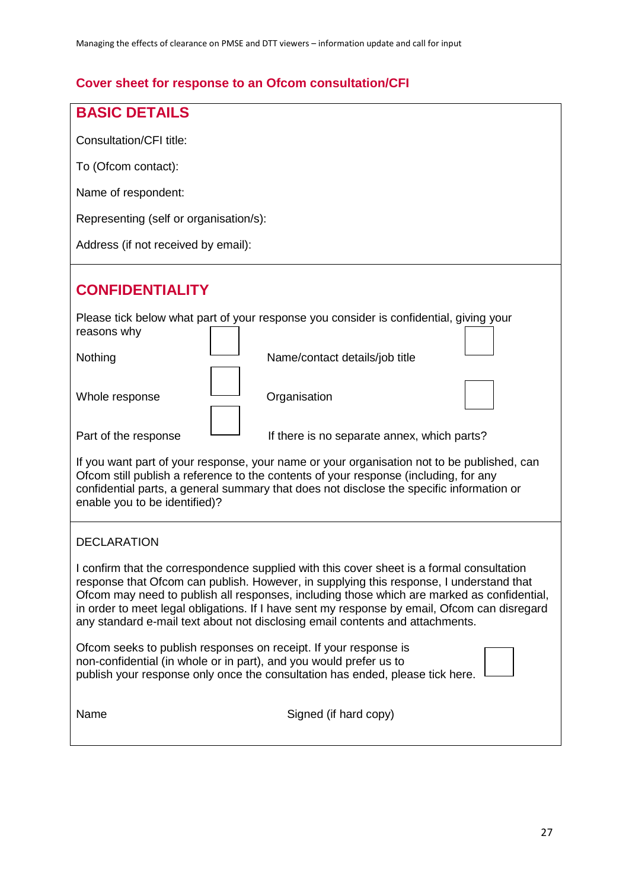## Cover sheet for response to an Ofcom consultation/CFI

### BASIC DETAILS

Consultation/CFI title:

To (Ofcom contact):

Name of respondent:

Representing (self or organisation/s):

Address (if not received by email):

### CONFIDENTIALITY

Please tick below what part of your response you consider is confidential, giving your reasons why

| | | | |
|---|---|---|---|
| Nothing | ☐ | Name/contact details/job title | ☐ |
| Whole response | ☐ | Organisation | ☐ |
| Part of the response | ☐ | If there is no separate annex, which parts? | |

If you want part of your response, your name or your organisation not to be published, can Ofcom still publish a reference to the contents of your response (including, for any confidential parts, a general summary that does not disclose the specific information or enable you to be identified)?

DECLARATION

I confirm that the correspondence supplied with this cover sheet is a formal consultation response that Ofcom can publish. However, in supplying this response, I understand that Ofcom may need to publish all responses, including those which are marked as confidential, in order to meet legal obligations. If I have sent my response by email, Ofcom can disregard any standard e-mail text about not disclosing email contents and attachments.

Ofcom seeks to publish responses on receipt. If your response is non-confidential (in whole or in part), and you would prefer us to publish your response only once the consultation has ended, please tick here. ☐

Name                                        Signed (if hard copy)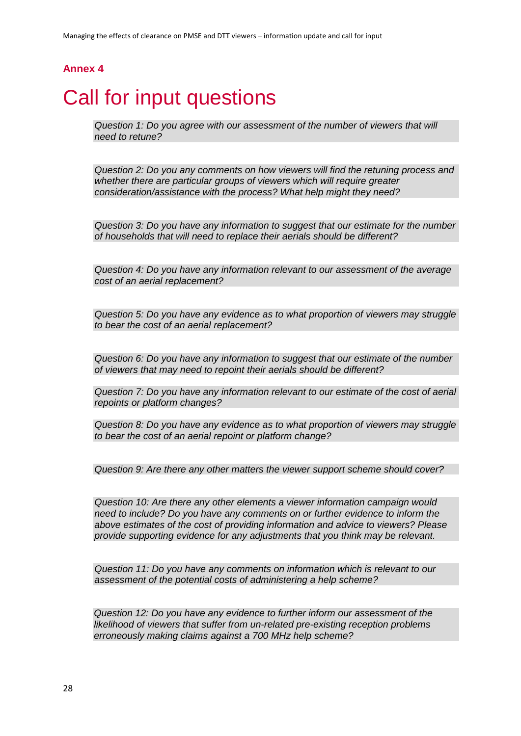**Annex 4**

# Call for input questions

*Question 1: Do you agree with our assessment of the number of viewers that will need to retune?*

*Question 2: Do you any comments on how viewers will find the retuning process and whether there are particular groups of viewers which will require greater consideration/assistance with the process? What help might they need?*

*Question 3: Do you have any information to suggest that our estimate for the number of households that will need to replace their aerials should be different?*

*Question 4: Do you have any information relevant to our assessment of the average cost of an aerial replacement?*

*Question 5: Do you have any evidence as to what proportion of viewers may struggle to bear the cost of an aerial replacement?*

*Question 6: Do you have any information to suggest that our estimate of the number of viewers that may need to repoint their aerials should be different?*

*Question 7: Do you have any information relevant to our estimate of the cost of aerial repoints or platform changes?*

*Question 8: Do you have any evidence as to what proportion of viewers may struggle to bear the cost of an aerial repoint or platform change?*

*Question 9: Are there any other matters the viewer support scheme should cover?*

*Question 10: Are there any other elements a viewer information campaign would need to include? Do you have any comments on or further evidence to inform the above estimates of the cost of providing information and advice to viewers? Please provide supporting evidence for any adjustments that you think may be relevant.*

*Question 11: Do you have any comments on information which is relevant to our assessment of the potential costs of administering a help scheme?*

*Question 12: Do you have any evidence to further inform our assessment of the likelihood of viewers that suffer from un-related pre-existing reception problems erroneously making claims against a 700 MHz help scheme?*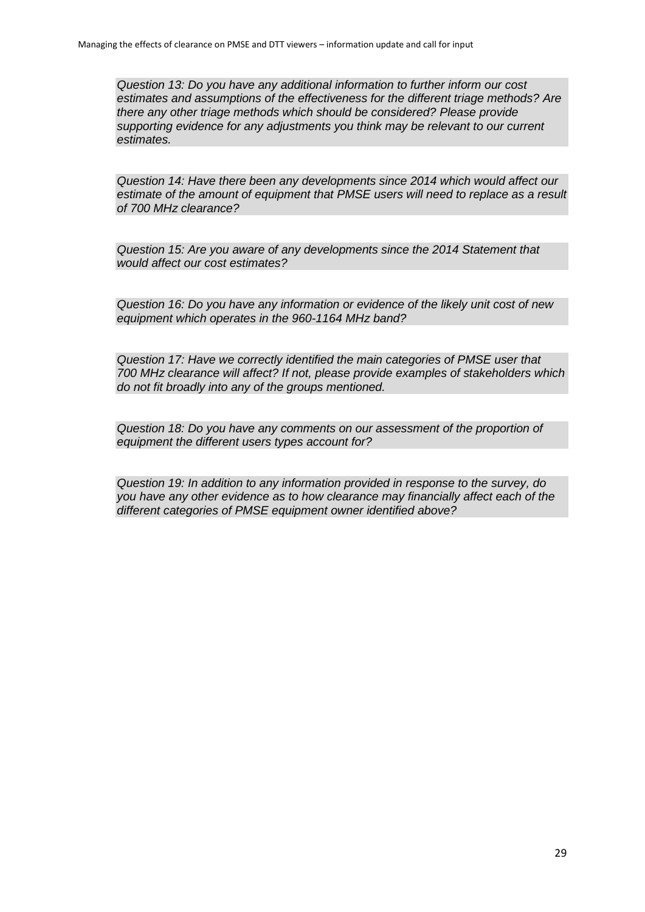*Question 13: Do you have any additional information to further inform our cost estimates and assumptions of the effectiveness for the different triage methods? Are there any other triage methods which should be considered? Please provide supporting evidence for any adjustments you think may be relevant to our current estimates.*

*Question 14: Have there been any developments since 2014 which would affect our estimate of the amount of equipment that PMSE users will need to replace as a result of 700 MHz clearance?*

*Question 15: Are you aware of any developments since the 2014 Statement that would affect our cost estimates?*

*Question 16: Do you have any information or evidence of the likely unit cost of new equipment which operates in the 960-1164 MHz band?*

*Question 17: Have we correctly identified the main categories of PMSE user that 700 MHz clearance will affect? If not, please provide examples of stakeholders which do not fit broadly into any of the groups mentioned.*

*Question 18: Do you have any comments on our assessment of the proportion of equipment the different users types account for?*

*Question 19: In addition to any information provided in response to the survey, do you have any other evidence as to how clearance may financially affect each of the different categories of PMSE equipment owner identified above?*